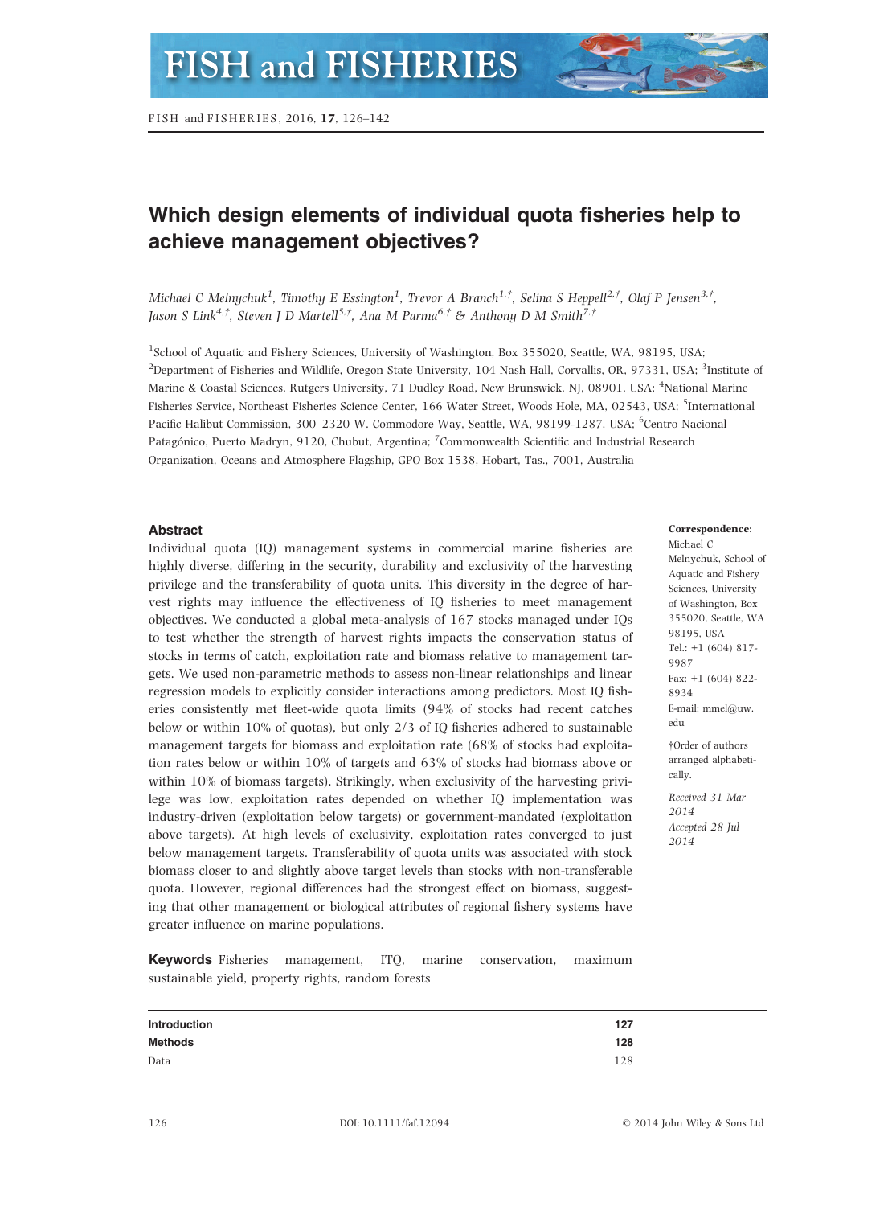# Which design elements of individual quota fisheries help to achieve management objectives?

*Michael C Melnychuk*[1], *Timothy E Essington*[1], *Trevor A Branch*[1,†], *Selina S Heppell*[2,†], *Olaf P Jensen*[3,†], *Jason S Link*[4,†], *Steven J D Martell*[5,†], *Ana M Parma*[6,†] & *Anthony D M Smith*[7,†]

[1]School of Aquatic and Fishery Sciences, University of Washington, Box 355020, Seattle, WA, 98195, USA; [2]Department of Fisheries and Wildlife, Oregon State University, 104 Nash Hall, Corvallis, OR, 97331, USA; [3]Institute of Marine & Coastal Sciences, Rutgers University, 71 Dudley Road, New Brunswick, NJ, 08901, USA; [4]National Marine Fisheries Service, Northeast Fisheries Science Center, 166 Water Street, Woods Hole, MA, 02543, USA; [5]International Pacific Halibut Commission, 300–2320 W. Commodore Way, Seattle, WA, 98199-1287, USA; [6]Centro Nacional Patagónico, Puerto Madryn, 9120, Chubut, Argentina; [7]Commonwealth Scientific and Industrial Research Organization, Oceans and Atmosphere Flagship, GPO Box 1538, Hobart, Tas., 7001, Australia

## Abstract

Individual quota (IQ) management systems in commercial marine fisheries are highly diverse, differing in the security, durability and exclusivity of the harvesting privilege and the transferability of quota units. This diversity in the degree of harvest rights may influence the effectiveness of IQ fisheries to meet management objectives. We conducted a global meta-analysis of 167 stocks managed under IQs to test whether the strength of harvest rights impacts the conservation status of stocks in terms of catch, exploitation rate and biomass relative to management targets. We used non-parametric methods to assess non-linear relationships and linear regression models to explicitly consider interactions among predictors. Most IQ fisheries consistently met fleet-wide quota limits (94% of stocks had recent catches below or within 10% of quotas), but only 2/3 of IQ fisheries adhered to sustainable management targets for biomass and exploitation rate (68% of stocks had exploitation rates below or within 10% of targets and 63% of stocks had biomass above or within 10% of biomass targets). Strikingly, when exclusivity of the harvesting privilege was low, exploitation rates depended on whether IQ implementation was industry-driven (exploitation below targets) or government-mandated (exploitation above targets). At high levels of exclusivity, exploitation rates converged to just below management targets. Transferability of quota units was associated with stock biomass closer to and slightly above target levels than stocks with non-transferable quota. However, regional differences had the strongest effect on biomass, suggesting that other management or biological attributes of regional fishery systems have greater influence on marine populations.

**Keywords** Fisheries management, ITQ, marine conservation, maximum sustainable yield, property rights, random forests

**Correspondence:**
Michael C Melnychuk, School of Aquatic and Fishery Sciences, University of Washington, Box 355020, Seattle, WA 98195, USA
Tel.: +1 (604) 817-9987
Fax: +1 (604) 822-8934
E-mail: mmel@uw.edu

†Order of authors arranged alphabetically.

*Received 31 Mar 2014*
*Accepted 28 Jul 2014*

| | |
|---|---|
| **Introduction** | **127** |
| **Methods** | **128** |
| Data | 128 |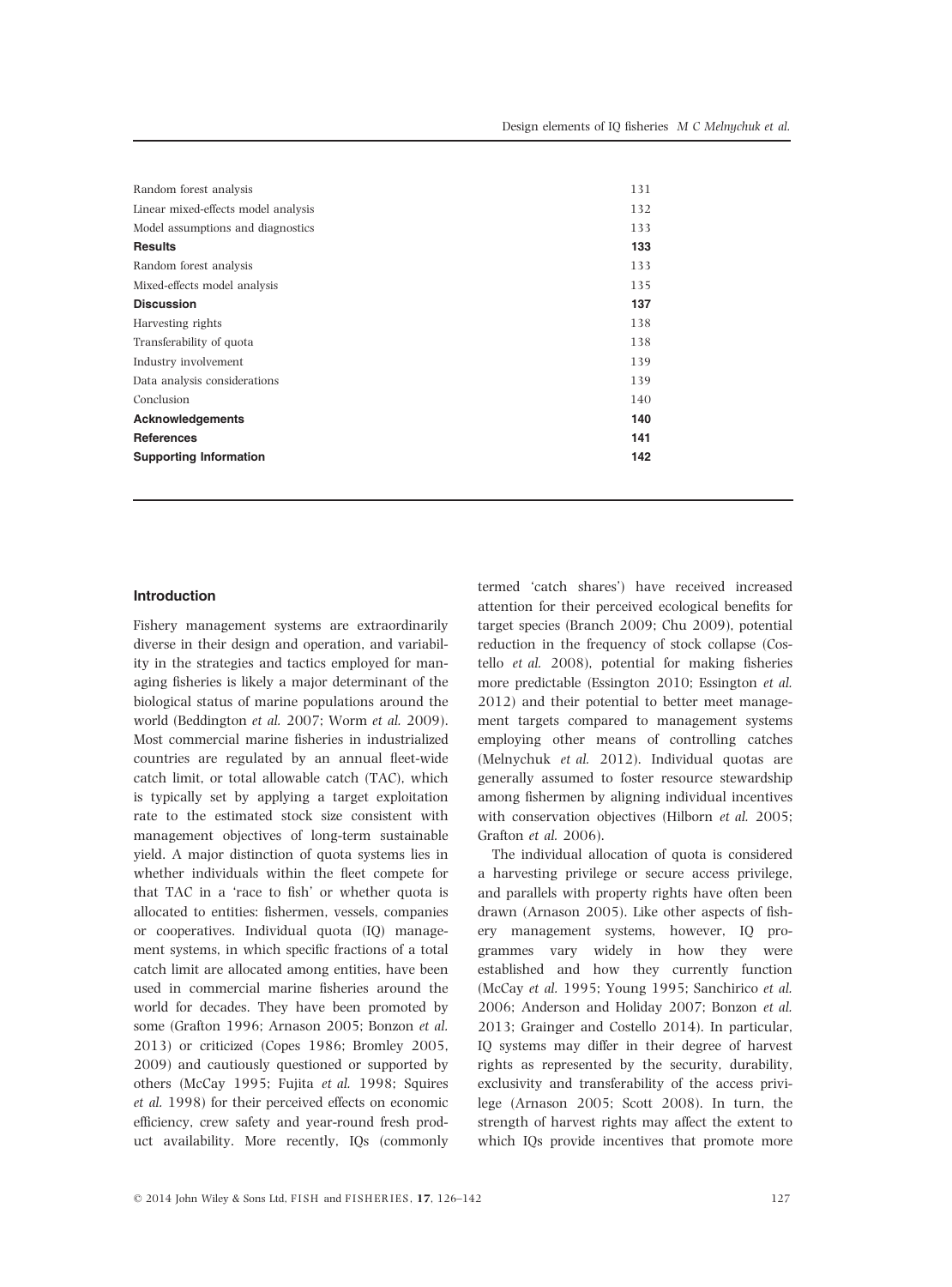| | |
|---|---|
| Random forest analysis | 131 |
| Linear mixed-effects model analysis | 132 |
| Model assumptions and diagnostics | 133 |
| **Results** | **133** |
| Random forest analysis | 133 |
| Mixed-effects model analysis | 135 |
| **Discussion** | **137** |
| Harvesting rights | 138 |
| Transferability of quota | 138 |
| Industry involvement | 139 |
| Data analysis considerations | 139 |
| Conclusion | 140 |
| **Acknowledgements** | **140** |
| **References** | **141** |
| **Supporting Information** | **142** |

## Introduction

Fishery management systems are extraordinarily diverse in their design and operation, and variability in the strategies and tactics employed for managing fisheries is likely a major determinant of the biological status of marine populations around the world (Beddington *et al.* 2007; Worm *et al.* 2009). Most commercial marine fisheries in industrialized countries are regulated by an annual fleet-wide catch limit, or total allowable catch (TAC), which is typically set by applying a target exploitation rate to the estimated stock size consistent with management objectives of long-term sustainable yield. A major distinction of quota systems lies in whether individuals within the fleet compete for that TAC in a 'race to fish' or whether quota is allocated to entities: fishermen, vessels, companies or cooperatives. Individual quota (IQ) management systems, in which specific fractions of a total catch limit are allocated among entities, have been used in commercial marine fisheries around the world for decades. They have been promoted by some (Grafton 1996; Arnason 2005; Bonzon *et al.* 2013) or criticized (Copes 1986; Bromley 2005, 2009) and cautiously questioned or supported by others (McCay 1995; Fujita *et al.* 1998; Squires *et al.* 1998) for their perceived effects on economic efficiency, crew safety and year-round fresh product availability. More recently, IQs (commonly termed 'catch shares') have received increased attention for their perceived ecological benefits for target species (Branch 2009; Chu 2009), potential reduction in the frequency of stock collapse (Costello *et al.* 2008), potential for making fisheries more predictable (Essington 2010; Essington *et al.* 2012) and their potential to better meet management targets compared to management systems employing other means of controlling catches (Melnychuk *et al.* 2012). Individual quotas are generally assumed to foster resource stewardship among fishermen by aligning individual incentives with conservation objectives (Hilborn *et al.* 2005; Grafton *et al.* 2006).

The individual allocation of quota is considered a harvesting privilege or secure access privilege, and parallels with property rights have often been drawn (Arnason 2005). Like other aspects of fishery management systems, however, IQ programmes vary widely in how they were established and how they currently function (McCay *et al.* 1995; Young 1995; Sanchirico *et al.* 2006; Anderson and Holiday 2007; Bonzon *et al.* 2013; Grainger and Costello 2014). In particular, IQ systems may differ in their degree of harvest rights as represented by the security, durability, exclusivity and transferability of the access privilege (Arnason 2005; Scott 2008). In turn, the strength of harvest rights may affect the extent to which IQs provide incentives that promote more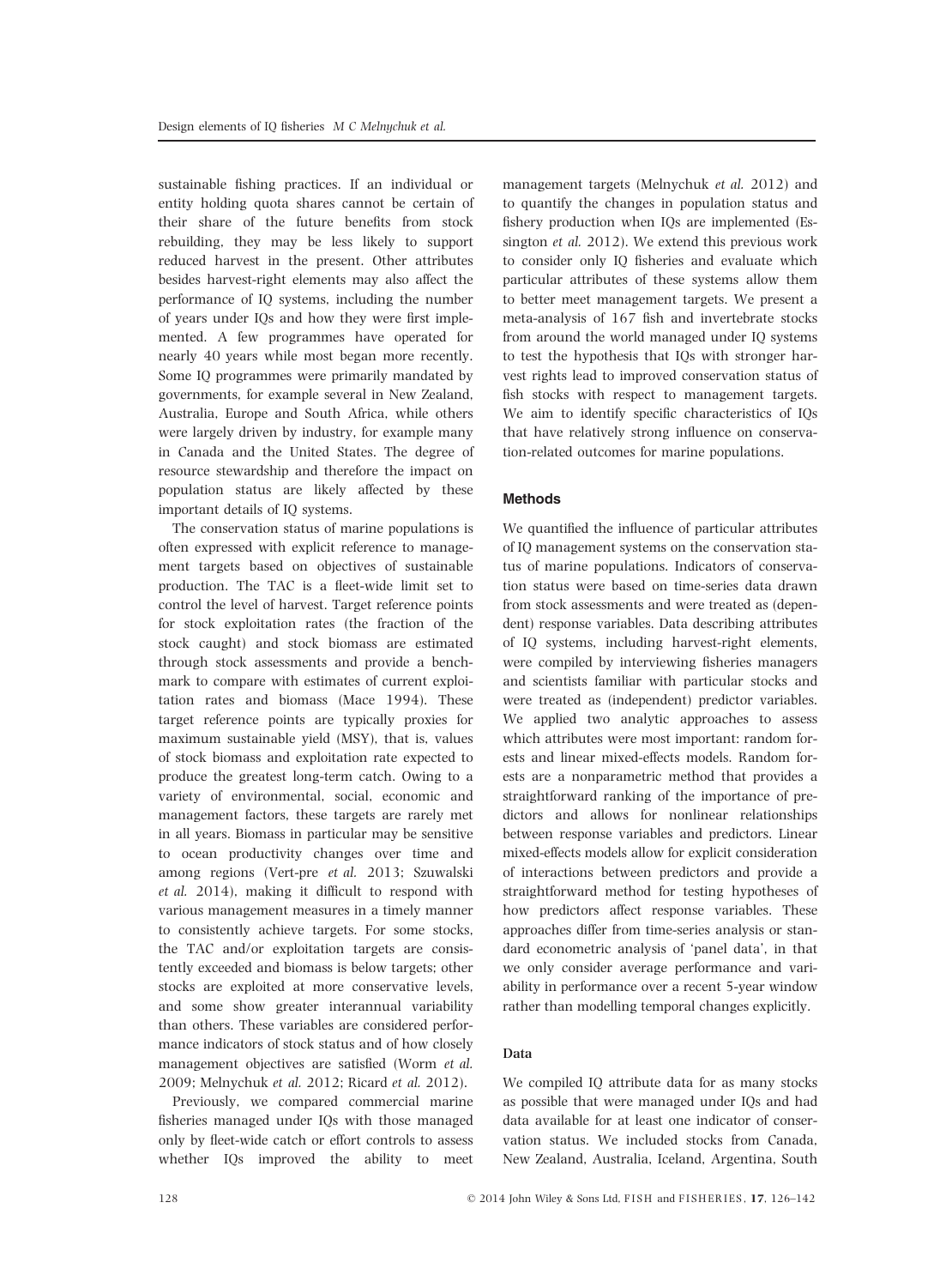sustainable fishing practices. If an individual or entity holding quota shares cannot be certain of their share of the future benefits from stock rebuilding, they may be less likely to support reduced harvest in the present. Other attributes besides harvest-right elements may also affect the performance of IQ systems, including the number of years under IQs and how they were first implemented. A few programmes have operated for nearly 40 years while most began more recently. Some IQ programmes were primarily mandated by governments, for example several in New Zealand, Australia, Europe and South Africa, while others were largely driven by industry, for example many in Canada and the United States. The degree of resource stewardship and therefore the impact on population status are likely affected by these important details of IQ systems.

The conservation status of marine populations is often expressed with explicit reference to management targets based on objectives of sustainable production. The TAC is a fleet-wide limit set to control the level of harvest. Target reference points for stock exploitation rates (the fraction of the stock caught) and stock biomass are estimated through stock assessments and provide a benchmark to compare with estimates of current exploitation rates and biomass (Mace 1994). These target reference points are typically proxies for maximum sustainable yield (MSY), that is, values of stock biomass and exploitation rate expected to produce the greatest long-term catch. Owing to a variety of environmental, social, economic and management factors, these targets are rarely met in all years. Biomass in particular may be sensitive to ocean productivity changes over time and among regions (Vert-pre *et al.* 2013; Szuwalski *et al.* 2014), making it difficult to respond with various management measures in a timely manner to consistently achieve targets. For some stocks, the TAC and/or exploitation targets are consistently exceeded and biomass is below targets; other stocks are exploited at more conservative levels, and some show greater interannual variability than others. These variables are considered performance indicators of stock status and of how closely management objectives are satisfied (Worm *et al.* 2009; Melnychuk *et al.* 2012; Ricard *et al.* 2012).

Previously, we compared commercial marine fisheries managed under IQs with those managed only by fleet-wide catch or effort controls to assess whether IQs improved the ability to meet management targets (Melnychuk *et al.* 2012) and to quantify the changes in population status and fishery production when IQs are implemented (Essington *et al.* 2012). We extend this previous work to consider only IQ fisheries and evaluate which particular attributes of these systems allow them to better meet management targets. We present a meta-analysis of 167 fish and invertebrate stocks from around the world managed under IQ systems to test the hypothesis that IQs with stronger harvest rights lead to improved conservation status of fish stocks with respect to management targets. We aim to identify specific characteristics of IQs that have relatively strong influence on conservation-related outcomes for marine populations.

## Methods

We quantified the influence of particular attributes of IQ management systems on the conservation status of marine populations. Indicators of conservation status were based on time-series data drawn from stock assessments and were treated as (dependent) response variables. Data describing attributes of IQ systems, including harvest-right elements, were compiled by interviewing fisheries managers and scientists familiar with particular stocks and were treated as (independent) predictor variables. We applied two analytic approaches to assess which attributes were most important: random forests and linear mixed-effects models. Random forests are a nonparametric method that provides a straightforward ranking of the importance of predictors and allows for nonlinear relationships between response variables and predictors. Linear mixed-effects models allow for explicit consideration of interactions between predictors and provide a straightforward method for testing hypotheses of how predictors affect response variables. These approaches differ from time-series analysis or standard econometric analysis of 'panel data', in that we only consider average performance and variability in performance over a recent 5-year window rather than modelling temporal changes explicitly.

### Data

We compiled IQ attribute data for as many stocks as possible that were managed under IQs and had data available for at least one indicator of conservation status. We included stocks from Canada, New Zealand, Australia, Iceland, Argentina, South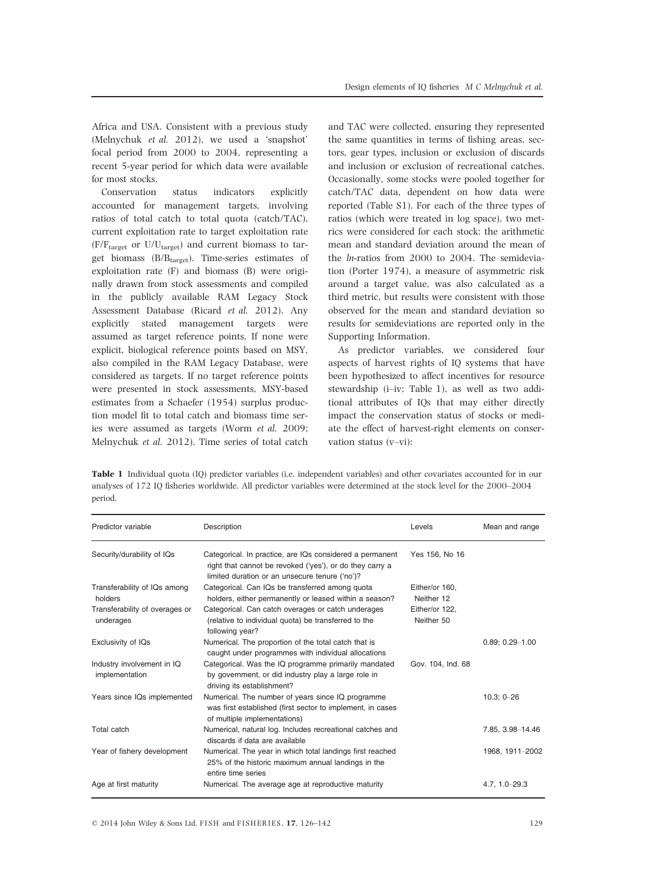Africa and USA. Consistent with a previous study (Melnychuk *et al.* 2012), we used a 'snapshot' focal period from 2000 to 2004, representing a recent 5-year period for which data were available for most stocks.

Conservation status indicators explicitly accounted for management targets, involving ratios of total catch to total quota (catch/TAC), current exploitation rate to target exploitation rate ($F/F_{target}$ or $U/U_{target}$) and current biomass to target biomass ($B/B_{target}$). Time-series estimates of exploitation rate (F) and biomass (B) were originally drawn from stock assessments and compiled in the publicly available RAM Legacy Stock Assessment Database (Ricard *et al.* 2012). Any explicitly stated management targets were assumed as target reference points. If none were explicit, biological reference points based on MSY, also compiled in the RAM Legacy Database, were considered as targets. If no target reference points were presented in stock assessments, MSY-based estimates from a Schaefer (1954) surplus production model fit to total catch and biomass time series were assumed as targets (Worm *et al.* 2009; Melnychuk *et al.* 2012). Time series of total catch and TAC were collected, ensuring they represented the same quantities in terms of fishing areas, sectors, gear types, inclusion or exclusion of discards and inclusion or exclusion of recreational catches. Occasionally, some stocks were pooled together for catch/TAC data, dependent on how data were reported (Table S1). For each of the three types of ratios (which were treated in log space), two metrics were considered for each stock: the arithmetic mean and standard deviation around the mean of the *ln*-ratios from 2000 to 2004. The semideviation (Porter 1974), a measure of asymmetric risk around a target value, was also calculated as a third metric, but results were consistent with those observed for the mean and standard deviation so results for semideviations are reported only in the Supporting Information.

As predictor variables, we considered four aspects of harvest rights of IQ systems that have been hypothesized to affect incentives for resource stewardship (i–iv; Table 1), as well as two additional attributes of IQs that may either directly impact the conservation status of stocks or mediate the effect of harvest-right elements on conservation status (v–vi):

**Table 1** Individual quota (IQ) predictor variables (i.e. independent variables) and other covariates accounted for in our analyses of 172 IQ fisheries worldwide. All predictor variables were determined at the stock level for the 2000–2004 period.

| Predictor variable | Description | Levels | Mean and range |
|---|---|---|---|
| Security/durability of IQs | Categorical. In practice, are IQs considered a permanent right that cannot be revoked ('yes'), or do they carry a limited duration or an unsecure tenure ('no')? | Yes 156, No 16 | |
| Transferability of IQs among holders | Categorical. Can IQs be transferred among quota holders, either permanently or leased within a season? | Either/or 160, Neither 12 | |
| Transferability of overages or underages | Categorical. Can catch overages or catch underages (relative to individual quota) be transferred to the following year? | Either/or 122, Neither 50 | |
| Exclusivity of IQs | Numerical. The proportion of the total catch that is caught under programmes with individual allocations | | 0.89; 0.29–1.00 |
| Industry involvement in IQ implementation | Categorical. Was the IQ programme primarily mandated by government, or did industry play a large role in driving its establishment? | Gov. 104, Ind. 68 | |
| Years since IQs implemented | Numerical. The number of years since IQ programme was first established (first sector to implement, in cases of multiple implementations) | | 10.3; 0–26 |
| Total catch | Numerical, natural log. Includes recreational catches and discards if data are available | | 7.85, 3.98–14.46 |
| Year of fishery development | Numerical. The year in which total landings first reached 25% of the historic maximum annual landings in the entire time series | | 1968, 1911–2002 |
| Age at first maturity | Numerical. The average age at reproductive maturity | | 4.7, 1.0–29.3 |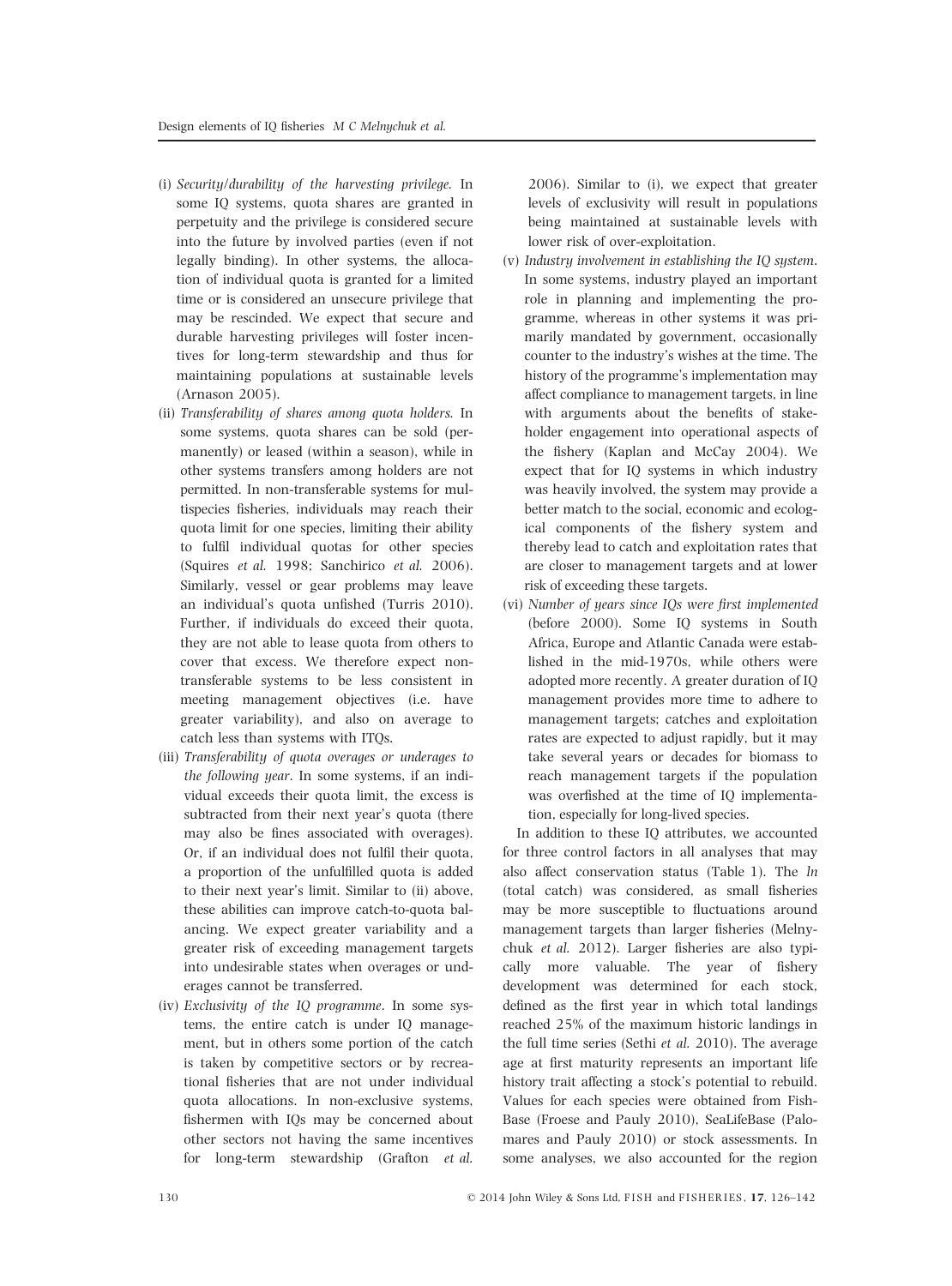(i) *Security/durability of the harvesting privilege.* In some IQ systems, quota shares are granted in perpetuity and the privilege is considered secure into the future by involved parties (even if not legally binding). In other systems, the allocation of individual quota is granted for a limited time or is considered an unsecure privilege that may be rescinded. We expect that secure and durable harvesting privileges will foster incentives for long-term stewardship and thus for maintaining populations at sustainable levels (Arnason 2005).

(ii) *Transferability of shares among quota holders.* In some systems, quota shares can be sold (permanently) or leased (within a season), while in other systems transfers among holders are not permitted. In non-transferable systems for multispecies fisheries, individuals may reach their quota limit for one species, limiting their ability to fulfil individual quotas for other species (Squires *et al.* 1998; Sanchirico *et al.* 2006). Similarly, vessel or gear problems may leave an individual's quota unfished (Turris 2010). Further, if individuals do exceed their quota, they are not able to lease quota from others to cover that excess. We therefore expect non-transferable systems to be less consistent in meeting management objectives (i.e. have greater variability), and also on average to catch less than systems with ITQs.

(iii) *Transferability of quota overages or underages to the following year.* In some systems, if an individual exceeds their quota limit, the excess is subtracted from their next year's quota (there may also be fines associated with overages). Or, if an individual does not fulfil their quota, a proportion of the unfulfilled quota is added to their next year's limit. Similar to (ii) above, these abilities can improve catch-to-quota balancing. We expect greater variability and a greater risk of exceeding management targets into undesirable states when overages or underages cannot be transferred.

(iv) *Exclusivity of the IQ programme.* In some systems, the entire catch is under IQ management, but in others some portion of the catch is taken by competitive sectors or by recreational fisheries that are not under individual quota allocations. In non-exclusive systems, fishermen with IQs may be concerned about other sectors not having the same incentives for long-term stewardship (Grafton *et al.* 2006). Similar to (i), we expect that greater levels of exclusivity will result in populations being maintained at sustainable levels with lower risk of over-exploitation.

(v) *Industry involvement in establishing the IQ system.* In some systems, industry played an important role in planning and implementing the programme, whereas in other systems it was primarily mandated by government, occasionally counter to the industry's wishes at the time. The history of the programme's implementation may affect compliance to management targets, in line with arguments about the benefits of stakeholder engagement into operational aspects of the fishery (Kaplan and McCay 2004). We expect that for IQ systems in which industry was heavily involved, the system may provide a better match to the social, economic and ecological components of the fishery system and thereby lead to catch and exploitation rates that are closer to management targets and at lower risk of exceeding these targets.

(vi) *Number of years since IQs were first implemented* (before 2000). Some IQ systems in South Africa, Europe and Atlantic Canada were established in the mid-1970s, while others were adopted more recently. A greater duration of IQ management provides more time to adhere to management targets; catches and exploitation rates are expected to adjust rapidly, but it may take several years or decades for biomass to reach management targets if the population was overfished at the time of IQ implementation, especially for long-lived species.

In addition to these IQ attributes, we accounted for three control factors in all analyses that may also affect conservation status (Table 1). The *ln* (total catch) was considered, as small fisheries may be more susceptible to fluctuations around management targets than larger fisheries (Melnychuk *et al.* 2012). Larger fisheries are also typically more valuable. The year of fishery development was determined for each stock, defined as the first year in which total landings reached 25% of the maximum historic landings in the full time series (Sethi *et al.* 2010). The average age at first maturity represents an important life history trait affecting a stock's potential to rebuild. Values for each species were obtained from FishBase (Froese and Pauly 2010), SeaLifeBase (Palomares and Pauly 2010) or stock assessments. In some analyses, we also accounted for the region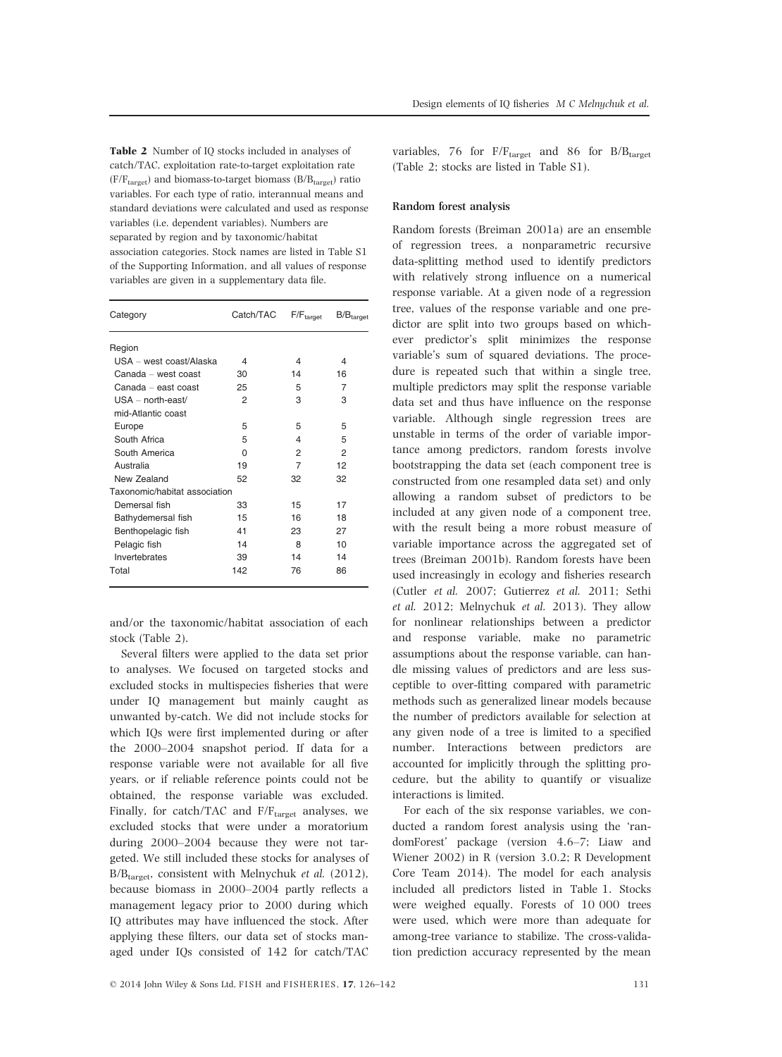**Table 2** Number of IQ stocks included in analyses of catch/TAC, exploitation rate-to-target exploitation rate ($F/F_{target}$) and biomass-to-target biomass ($B/B_{target}$) ratio variables. For each type of ratio, interannual means and standard deviations were calculated and used as response variables (i.e. dependent variables). Numbers are separated by region and by taxonomic/habitat association categories. Stock names are listed in Table S1 of the Supporting Information, and all values of response variables are given in a supplementary data file.

| Category | Catch/TAC | $F/F_{target}$ | $B/B_{target}$ |
|---|---|---|---|
| Region | | | |
| USA – west coast/Alaska | 4 | 4 | 4 |
| Canada – west coast | 30 | 14 | 16 |
| Canada – east coast | 25 | 5 | 7 |
| USA – north-east/ mid-Atlantic coast | 2 | 3 | 3 |
| Europe | 5 | 5 | 5 |
| South Africa | 5 | 4 | 5 |
| South America | 0 | 2 | 2 |
| Australia | 19 | 7 | 12 |
| New Zealand | 52 | 32 | 32 |
| Taxonomic/habitat association | | | |
| Demersal fish | 33 | 15 | 17 |
| Bathydemersal fish | 15 | 16 | 18 |
| Benthopelagic fish | 41 | 23 | 27 |
| Pelagic fish | 14 | 8 | 10 |
| Invertebrates | 39 | 14 | 14 |
| Total | 142 | 76 | 86 |

and/or the taxonomic/habitat association of each stock (Table 2).

Several filters were applied to the data set prior to analyses. We focused on targeted stocks and excluded stocks in multispecies fisheries that were under IQ management but mainly caught as unwanted by-catch. We did not include stocks for which IQs were first implemented during or after the 2000–2004 snapshot period. If data for a response variable were not available for all five years, or if reliable reference points could not be obtained, the response variable was excluded. Finally, for catch/TAC and $F/F_{target}$ analyses, we excluded stocks that were under a moratorium during 2000–2004 because they were not targeted. We still included these stocks for analyses of $B/B_{target}$, consistent with Melnychuk *et al.* (2012), because biomass in 2000–2004 partly reflects a management legacy prior to 2000 during which IQ attributes may have influenced the stock. After applying these filters, our data set of stocks managed under IQs consisted of 142 for catch/TAC variables, 76 for $F/F_{target}$ and 86 for $B/B_{target}$ (Table 2; stocks are listed in Table S1).

### Random forest analysis

Random forests (Breiman 2001a) are an ensemble of regression trees, a nonparametric recursive data-splitting method used to identify predictors with relatively strong influence on a numerical response variable. At a given node of a regression tree, values of the response variable and one predictor are split into two groups based on whichever predictor's split minimizes the response variable's sum of squared deviations. The procedure is repeated such that within a single tree, multiple predictors may split the response variable data set and thus have influence on the response variable. Although single regression trees are unstable in terms of the order of variable importance among predictors, random forests involve bootstrapping the data set (each component tree is constructed from one resampled data set) and only allowing a random subset of predictors to be included at any given node of a component tree, with the result being a more robust measure of variable importance across the aggregated set of trees (Breiman 2001b). Random forests have been used increasingly in ecology and fisheries research (Cutler *et al.* 2007; Gutierrez *et al.* 2011; Sethi *et al.* 2012; Melnychuk *et al.* 2013). They allow for nonlinear relationships between a predictor and response variable, make no parametric assumptions about the response variable, can handle missing values of predictors and are less susceptible to over-fitting compared with parametric methods such as generalized linear models because the number of predictors available for selection at any given node of a tree is limited to a specified number. Interactions between predictors are accounted for implicitly through the splitting procedure, but the ability to quantify or visualize interactions is limited.

For each of the six response variables, we conducted a random forest analysis using the 'randomForest' package (version 4.6–7; Liaw and Wiener 2002) in R (version 3.0.2; R Development Core Team 2014). The model for each analysis included all predictors listed in Table 1. Stocks were weighed equally. Forests of 10 000 trees were used, which were more than adequate for among-tree variance to stabilize. The cross-validation prediction accuracy represented by the mean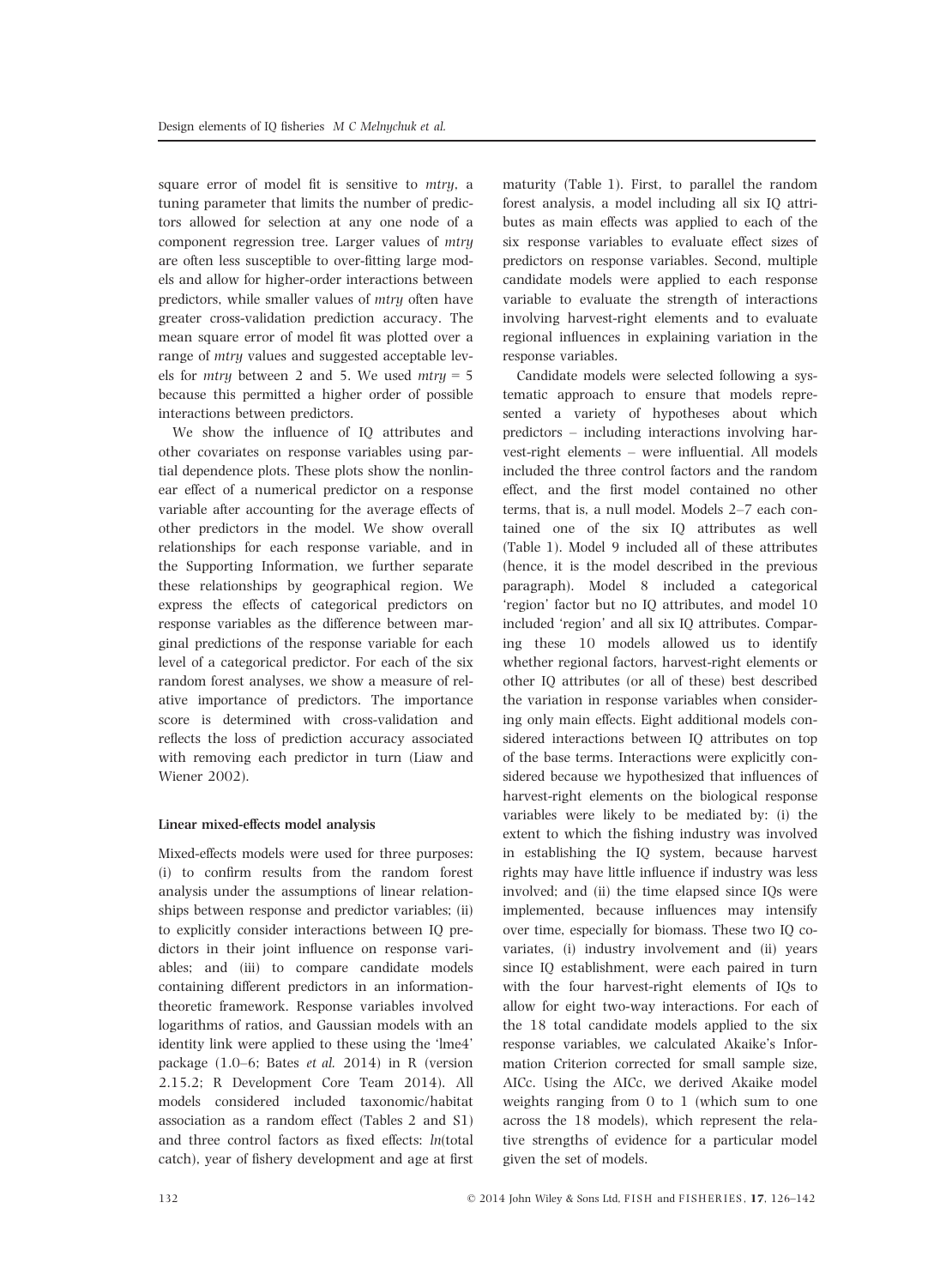square error of model fit is sensitive to *mtry*, a tuning parameter that limits the number of predictors allowed for selection at any one node of a component regression tree. Larger values of *mtry* are often less susceptible to over-fitting large models and allow for higher-order interactions between predictors, while smaller values of *mtry* often have greater cross-validation prediction accuracy. The mean square error of model fit was plotted over a range of *mtry* values and suggested acceptable levels for *mtry* between 2 and 5. We used *mtry* = 5 because this permitted a higher order of possible interactions between predictors.

We show the influence of IQ attributes and other covariates on response variables using partial dependence plots. These plots show the nonlinear effect of a numerical predictor on a response variable after accounting for the average effects of other predictors in the model. We show overall relationships for each response variable, and in the Supporting Information, we further separate these relationships by geographical region. We express the effects of categorical predictors on response variables as the difference between marginal predictions of the response variable for each level of a categorical predictor. For each of the six random forest analyses, we show a measure of relative importance of predictors. The importance score is determined with cross-validation and reflects the loss of prediction accuracy associated with removing each predictor in turn (Liaw and Wiener 2002).

### Linear mixed-effects model analysis

Mixed-effects models were used for three purposes: (i) to confirm results from the random forest analysis under the assumptions of linear relationships between response and predictor variables; (ii) to explicitly consider interactions between IQ predictors in their joint influence on response variables; and (iii) to compare candidate models containing different predictors in an information-theoretic framework. Response variables involved logarithms of ratios, and Gaussian models with an identity link were applied to these using the 'lme4' package (1.0–6; Bates *et al.* 2014) in R (version 2.15.2; R Development Core Team 2014). All models considered included taxonomic/habitat association as a random effect (Tables 2 and S1) and three control factors as fixed effects: *ln*(total catch), year of fishery development and age at first maturity (Table 1). First, to parallel the random forest analysis, a model including all six IQ attributes as main effects was applied to each of the six response variables to evaluate effect sizes of predictors on response variables. Second, multiple candidate models were applied to each response variable to evaluate the strength of interactions involving harvest-right elements and to evaluate regional influences in explaining variation in the response variables.

Candidate models were selected following a systematic approach to ensure that models represented a variety of hypotheses about which predictors – including interactions involving harvest-right elements – were influential. All models included the three control factors and the random effect, and the first model contained no other terms, that is, a null model. Models 2–7 each contained one of the six IQ attributes as well (Table 1). Model 9 included all of these attributes (hence, it is the model described in the previous paragraph). Model 8 included a categorical 'region' factor but no IQ attributes, and model 10 included 'region' and all six IQ attributes. Comparing these 10 models allowed us to identify whether regional factors, harvest-right elements or other IQ attributes (or all of these) best described the variation in response variables when considering only main effects. Eight additional models considered interactions between IQ attributes on top of the base terms. Interactions were explicitly considered because we hypothesized that influences of harvest-right elements on the biological response variables were likely to be mediated by: (i) the extent to which the fishing industry was involved in establishing the IQ system, because harvest rights may have little influence if industry was less involved; and (ii) the time elapsed since IQs were implemented, because influences may intensify over time, especially for biomass. These two IQ covariates, (i) industry involvement and (ii) years since IQ establishment, were each paired in turn with the four harvest-right elements of IQs to allow for eight two-way interactions. For each of the 18 total candidate models applied to the six response variables, we calculated Akaike's Information Criterion corrected for small sample size, AICc. Using the AICc, we derived Akaike model weights ranging from 0 to 1 (which sum to one across the 18 models), which represent the relative strengths of evidence for a particular model given the set of models.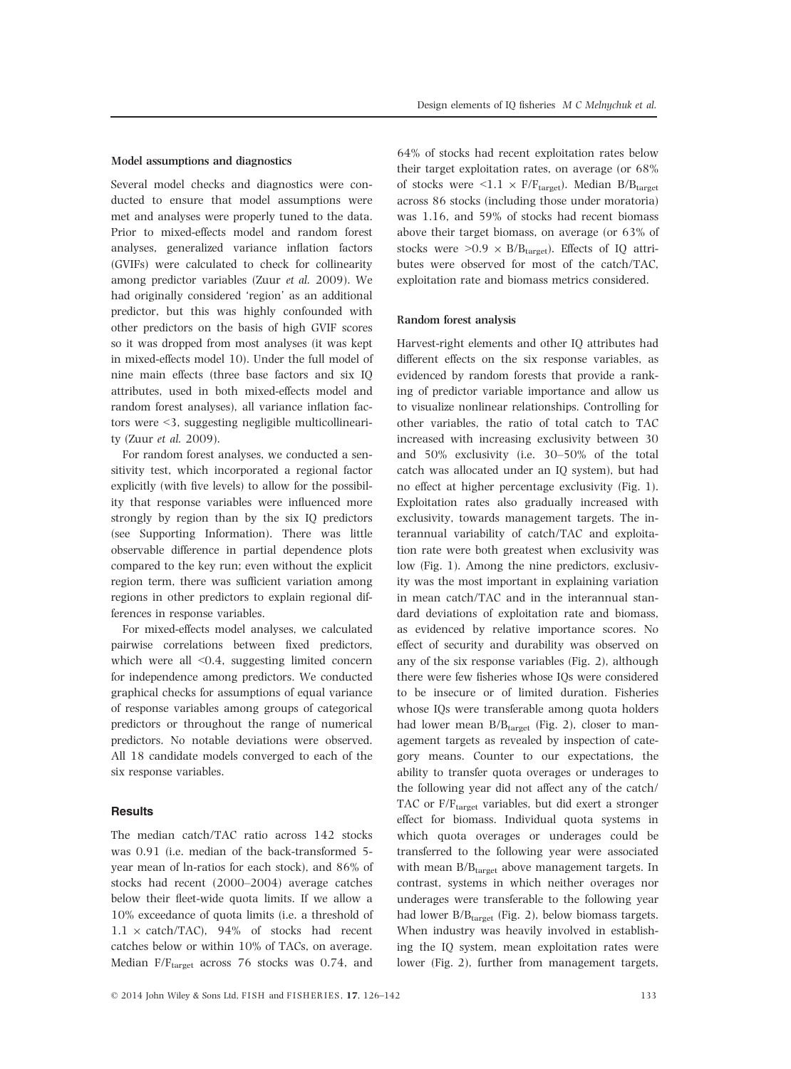### Model assumptions and diagnostics

Several model checks and diagnostics were conducted to ensure that model assumptions were met and analyses were properly tuned to the data. Prior to mixed-effects model and random forest analyses, generalized variance inflation factors (GVIFs) were calculated to check for collinearity among predictor variables (Zuur *et al.* 2009). We had originally considered 'region' as an additional predictor, but this was highly confounded with other predictors on the basis of high GVIF scores so it was dropped from most analyses (it was kept in mixed-effects model 10). Under the full model of nine main effects (three base factors and six IQ attributes, used in both mixed-effects model and random forest analyses), all variance inflation factors were <3, suggesting negligible multicollinearity (Zuur *et al.* 2009).

For random forest analyses, we conducted a sensitivity test, which incorporated a regional factor explicitly (with five levels) to allow for the possibility that response variables were influenced more strongly by region than by the six IQ predictors (see Supporting Information). There was little observable difference in partial dependence plots compared to the key run; even without the explicit region term, there was sufficient variation among regions in other predictors to explain regional differences in response variables.

For mixed-effects model analyses, we calculated pairwise correlations between fixed predictors, which were all <0.4, suggesting limited concern for independence among predictors. We conducted graphical checks for assumptions of equal variance of response variables among groups of categorical predictors or throughout the range of numerical predictors. No notable deviations were observed. All 18 candidate models converged to each of the six response variables.

## Results

The median catch/TAC ratio across 142 stocks was 0.91 (i.e. median of the back-transformed 5-year mean of ln-ratios for each stock), and 86% of stocks had recent (2000–2004) average catches below their fleet-wide quota limits. If we allow a 10% exceedance of quota limits (i.e. a threshold of $1.1 \times$ catch/TAC), 94% of stocks had recent catches below or within 10% of TACs, on average. Median $F/F_{target}$ across 76 stocks was 0.74, and 64% of stocks had recent exploitation rates below their target exploitation rates, on average (or 68% of stocks were $<1.1 \times F/F_{target}$). Median $B/B_{target}$ across 86 stocks (including those under moratoria) was 1.16, and 59% of stocks had recent biomass above their target biomass, on average (or 63% of stocks were $>0.9 \times B/B_{target}$). Effects of IQ attributes were observed for most of the catch/TAC, exploitation rate and biomass metrics considered.

### Random forest analysis

Harvest-right elements and other IQ attributes had different effects on the six response variables, as evidenced by random forests that provide a ranking of predictor variable importance and allow us to visualize nonlinear relationships. Controlling for other variables, the ratio of total catch to TAC increased with increasing exclusivity between 30 and 50% exclusivity (i.e. 30–50% of the total catch was allocated under an IQ system), but had no effect at higher percentage exclusivity (Fig. 1). Exploitation rates also gradually increased with exclusivity, towards management targets. The interannual variability of catch/TAC and exploitation rate were both greatest when exclusivity was low (Fig. 1). Among the nine predictors, exclusivity was the most important in explaining variation in mean catch/TAC and in the interannual standard deviations of exploitation rate and biomass, as evidenced by relative importance scores. No effect of security and durability was observed on any of the six response variables (Fig. 2), although there were few fisheries whose IQs were considered to be insecure or of limited duration. Fisheries whose IQs were transferable among quota holders had lower mean $B/B_{target}$ (Fig. 2), closer to management targets as revealed by inspection of category means. Counter to our expectations, the ability to transfer quota overages or underages to the following year did not affect any of the catch/TAC or $F/F_{target}$ variables, but did exert a stronger effect for biomass. Individual quota systems in which quota overages or underages could be transferred to the following year were associated with mean $B/B_{target}$ above management targets. In contrast, systems in which neither overages nor underages were transferable to the following year had lower $B/B_{target}$ (Fig. 2), below biomass targets. When industry was heavily involved in establishing the IQ system, mean exploitation rates were lower (Fig. 2), further from management targets,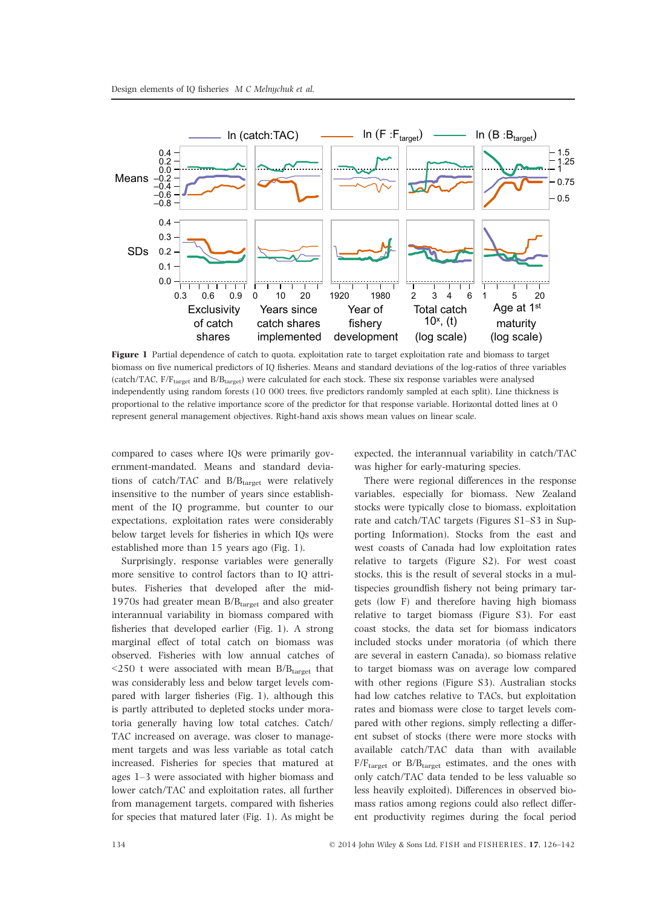**Figure 1** Partial dependence of catch to quota, exploitation rate to target exploitation rate and biomass to target biomass on five numerical predictors of IQ fisheries. Means and standard deviations of the log-ratios of three variables (catch/TAC, $F/F_{target}$ and $B/B_{target}$) were calculated for each stock. These six response variables were analysed independently using random forests (10 000 trees, five predictors randomly sampled at each split). Line thickness is proportional to the relative importance score of the predictor for that response variable. Horizontal dotted lines at 0 represent general management objectives. Right-hand axis shows mean values on linear scale.

compared to cases where IQs were primarily government-mandated. Means and standard deviations of catch/TAC and $B/B_{target}$ were relatively insensitive to the number of years since establishment of the IQ programme, but counter to our expectations, exploitation rates were considerably below target levels for fisheries in which IQs were established more than 15 years ago (Fig. 1).

Surprisingly, response variables were generally more sensitive to control factors than to IQ attributes. Fisheries that developed after the mid-1970s had greater mean $B/B_{target}$ and also greater interannual variability in biomass compared with fisheries that developed earlier (Fig. 1). A strong marginal effect of total catch on biomass was observed. Fisheries with low annual catches of <250 t were associated with mean $B/B_{target}$ that was considerably less and below target levels compared with larger fisheries (Fig. 1), although this is partly attributed to depleted stocks under moratoria generally having low total catches. Catch/TAC increased on average, was closer to management targets and was less variable as total catch increased. Fisheries for species that matured at ages 1–3 were associated with higher biomass and lower catch/TAC and exploitation rates, all further from management targets, compared with fisheries for species that matured later (Fig. 1). As might be expected, the interannual variability in catch/TAC was higher for early-maturing species.

There were regional differences in the response variables, especially for biomass. New Zealand stocks were typically close to biomass, exploitation rate and catch/TAC targets (Figures S1–S3 in Supporting Information). Stocks from the east and west coasts of Canada had low exploitation rates relative to targets (Figure S2). For west coast stocks, this is the result of several stocks in a multispecies groundfish fishery not being primary targets (low F) and therefore having high biomass relative to target biomass (Figure S3). For east coast stocks, the data set for biomass indicators included stocks under moratoria (of which there are several in eastern Canada), so biomass relative to target biomass was on average low compared with other regions (Figure S3). Australian stocks had low catches relative to TACs, but exploitation rates and biomass were close to target levels compared with other regions, simply reflecting a different subset of stocks (there were more stocks with available catch/TAC data than with available $F/F_{target}$ or $B/B_{target}$ estimates, and the ones with only catch/TAC data tended to be less valuable so less heavily exploited). Differences in observed biomass ratios among regions could also reflect different productivity regimes during the focal period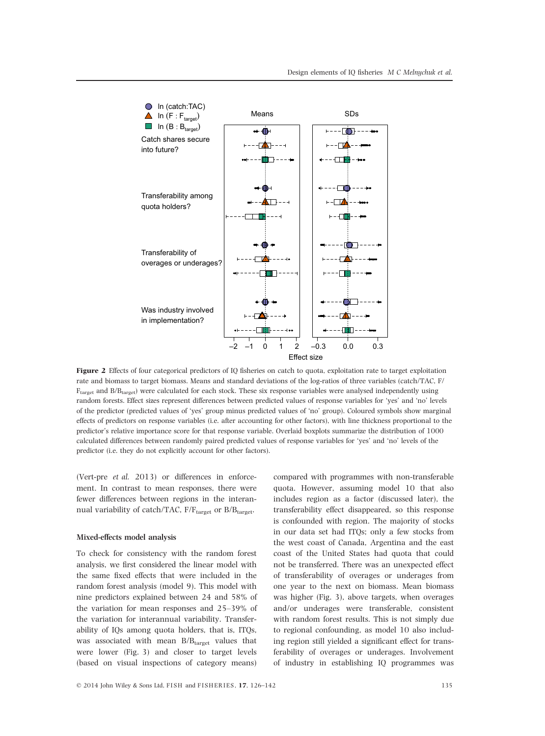**Figure 2** Effects of four categorical predictors of IQ fisheries on catch to quota, exploitation rate to target exploitation rate and biomass to target biomass. Means and standard deviations of the log-ratios of three variables (catch/TAC, $F/F_{target}$ and $B/B_{target}$) were calculated for each stock. These six response variables were analysed independently using random forests. Effect sizes represent differences between predicted values of response variables for 'yes' and 'no' levels of the predictor (predicted values of 'yes' group minus predicted values of 'no' group). Coloured symbols show marginal effects of predictors on response variables (i.e. after accounting for other factors), with line thickness proportional to the predictor's relative importance score for that response variable. Overlaid boxplots summarize the distribution of 1000 calculated differences between randomly paired predicted values of response variables for 'yes' and 'no' levels of the predictor (i.e. they do not explicitly account for other factors).

(Vert-pre *et al.* 2013) or differences in enforcement. In contrast to mean responses, there were fewer differences between regions in the interannual variability of catch/TAC, $F/F_{target}$ or $B/B_{target}$.

#### Mixed-effects model analysis

To check for consistency with the random forest analysis, we first considered the linear model with the same fixed effects that were included in the random forest analysis (model 9). This model with nine predictors explained between 24 and 58% of the variation for mean responses and 25–39% of the variation for interannual variability. Transferability of IQs among quota holders, that is, ITQs, was associated with mean $B/B_{target}$ values that were lower (Fig. 3) and closer to target levels (based on visual inspections of category means) compared with programmes with non-transferable quota. However, assuming model 10 that also includes region as a factor (discussed later), the transferability effect disappeared, so this response is confounded with region. The majority of stocks in our data set had ITQs; only a few stocks from the west coast of Canada, Argentina and the east coast of the United States had quota that could not be transferred. There was an unexpected effect of transferability of overages or underages from one year to the next on biomass. Mean biomass was higher (Fig. 3), above targets, when overages and/or underages were transferable, consistent with random forest results. This is not simply due to regional confounding, as model 10 also including region still yielded a significant effect for transferability of overages or underages. Involvement of industry in establishing IQ programmes was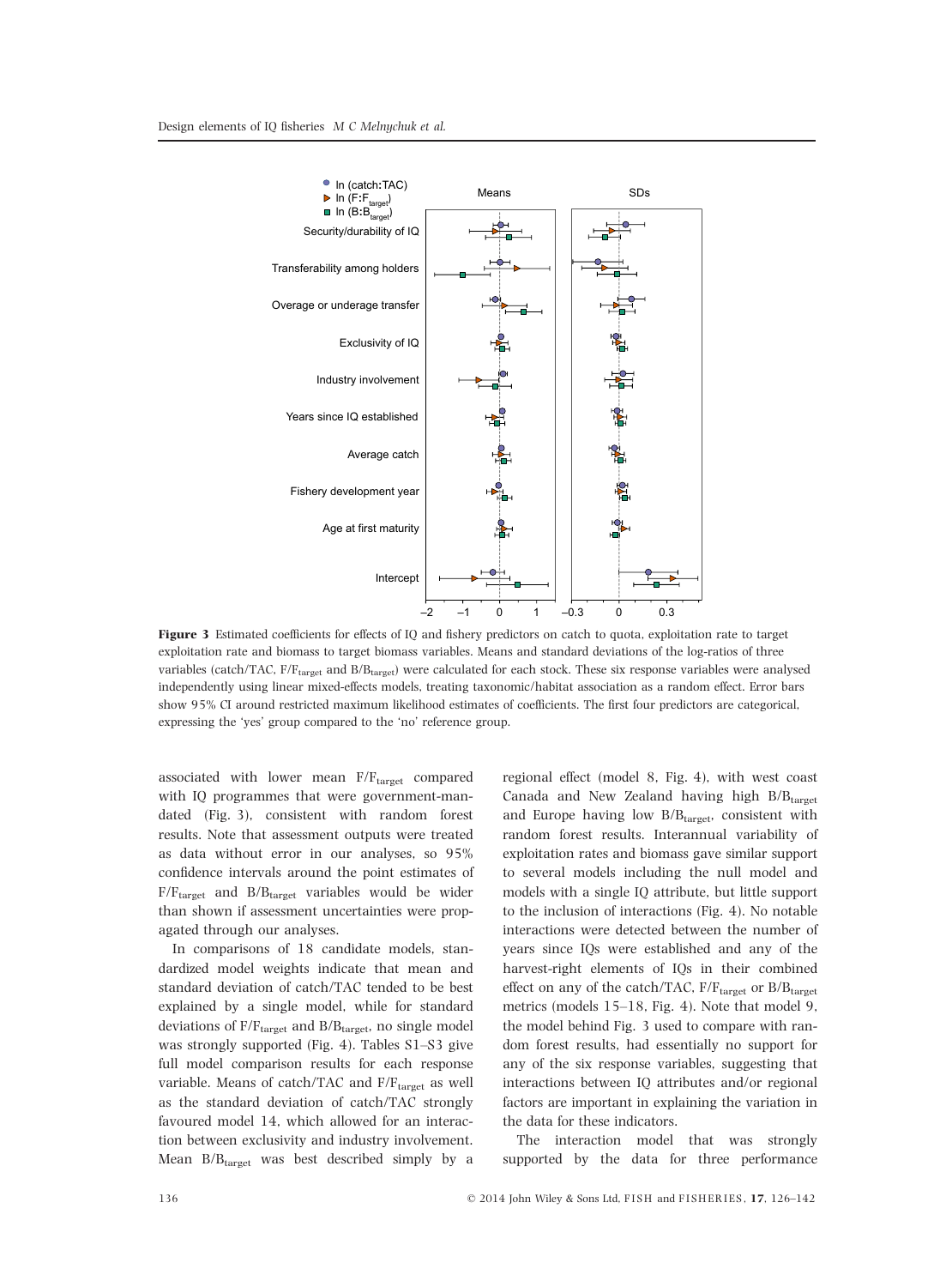**Figure 3** Estimated coefficients for effects of IQ and fishery predictors on catch to quota, exploitation rate to target exploitation rate and biomass to target biomass variables. Means and standard deviations of the log-ratios of three variables (catch/TAC, $F/F_{target}$ and $B/B_{target}$) were calculated for each stock. These six response variables were analysed independently using linear mixed-effects models, treating taxonomic/habitat association as a random effect. Error bars show 95% CI around restricted maximum likelihood estimates of coefficients. The first four predictors are categorical, expressing the 'yes' group compared to the 'no' reference group.

associated with lower mean $F/F_{target}$ compared with IQ programmes that were government-mandated (Fig. 3), consistent with random forest results. Note that assessment outputs were treated as data without error in our analyses, so 95% confidence intervals around the point estimates of $F/F_{target}$ and $B/B_{target}$ variables would be wider than shown if assessment uncertainties were propagated through our analyses.

In comparisons of 18 candidate models, standardized model weights indicate that mean and standard deviation of catch/TAC tended to be best explained by a single model, while for standard deviations of $F/F_{target}$ and $B/B_{target}$, no single model was strongly supported (Fig. 4). Tables S1–S3 give full model comparison results for each response variable. Means of catch/TAC and $F/F_{target}$ as well as the standard deviation of catch/TAC strongly favoured model 14, which allowed for an interaction between exclusivity and industry involvement. Mean $B/B_{target}$ was best described simply by a regional effect (model 8, Fig. 4), with west coast Canada and New Zealand having high $B/B_{target}$ and Europe having low $B/B_{target}$, consistent with random forest results. Interannual variability of exploitation rates and biomass gave similar support to several models including the null model and models with a single IQ attribute, but little support to the inclusion of interactions (Fig. 4). No notable interactions were detected between the number of years since IQs were established and any of the harvest-right elements of IQs in their combined effect on any of the catch/TAC, $F/F_{target}$ or $B/B_{target}$ metrics (models 15–18, Fig. 4). Note that model 9, the model behind Fig. 3 used to compare with random forest results, had essentially no support for any of the six response variables, suggesting that interactions between IQ attributes and/or regional factors are important in explaining the variation in the data for these indicators.

The interaction model that was strongly supported by the data for three performance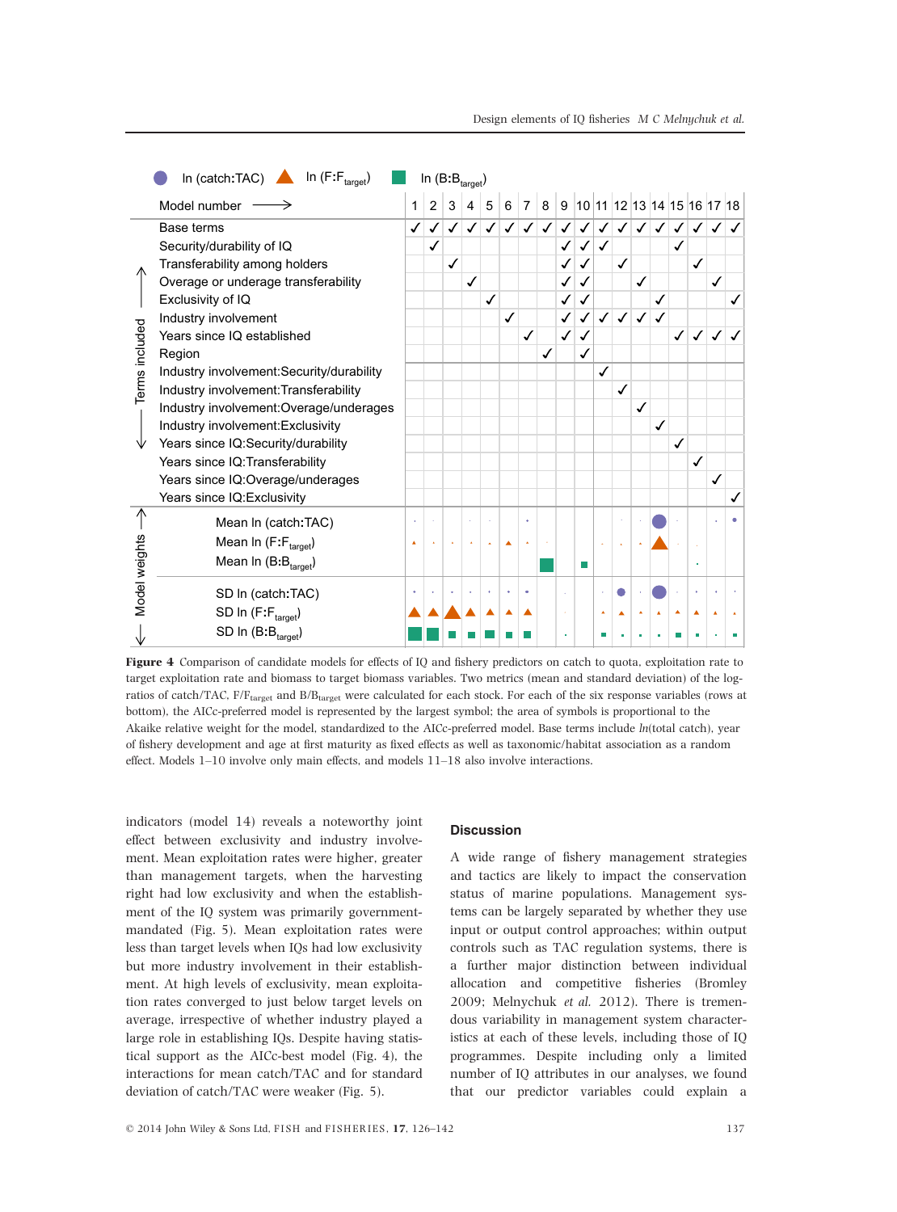| Model number | 1 | 2 | 3 | 4 | 5 | 6 | 7 | 8 | 9 | 10 | 11 | 12 | 13 | 14 | 15 | 16 | 17 | 18 |
|---|---|---|---|---|---|---|---|---|---|---|---|---|---|---|---|---|---|---|
| Base terms | ✓ | ✓ | ✓ | ✓ | ✓ | ✓ | ✓ | ✓ | ✓ | ✓ | ✓ | ✓ | ✓ | ✓ | ✓ | ✓ | ✓ | ✓ |
| Security/durability of IQ | | ✓ | | | | | | | ✓ | ✓ | ✓ | | | | ✓ | | | |
| Transferability among holders | | | ✓ | | | | | | ✓ | ✓ | | ✓ | | | | ✓ | | |
| Overage or underage transferability | | | | ✓ | | | | | ✓ | ✓ | | | ✓ | | | | ✓ | |
| Exclusivity of IQ | | | | | ✓ | | | | ✓ | ✓ | | | | ✓ | | | | ✓ |
| Industry involvement | | | | | | ✓ | | | ✓ | ✓ | ✓ | ✓ | ✓ | ✓ | | | | |
| Years since IQ established | | | | | | | ✓ | | ✓ | ✓ | | | | | ✓ | ✓ | ✓ | ✓ |
| Region | | | | | | | | ✓ | | ✓ | | | | | | | | |
| Industry involvement:Security/durability | | | | | | | | | | | ✓ | | | | | | | |
| Industry involvement:Transferability | | | | | | | | | | | | ✓ | | | | | | |
| Industry involvement:Overage/underages | | | | | | | | | | | | | ✓ | | | | | |
| Industry involvement:Exclusivity | | | | | | | | | | | | | | ✓ | | | | |
| Years since IQ:Security/durability | | | | | | | | | | | | | | | ✓ | | | |
| Years since IQ:Transferability | | | | | | | | | | | | | | | | ✓ | | |
| Years since IQ:Overage/underages | | | | | | | | | | | | | | | | | ✓ | |
| Years since IQ:Exclusivity | | | | | | | | | | | | | | | | | | ✓ |

Model weights (symbols): Mean ln (catch:TAC); Mean ln ($F$:$F_{target}$); Mean ln ($B$:$B_{target}$); SD ln (catch:TAC); SD ln ($F$:$F_{target}$); SD ln ($B$:$B_{target}$)

**Figure 4** Comparison of candidate models for effects of IQ and fishery predictors on catch to quota, exploitation rate to target exploitation rate and biomass to target biomass variables. Two metrics (mean and standard deviation) of the log-ratios of catch/TAC, $F/F_{target}$ and $B/B_{target}$ were calculated for each stock. For each of the six response variables (rows at bottom), the AICc-preferred model is represented by the largest symbol; the area of symbols is proportional to the Akaike relative weight for the model, standardized to the AICc-preferred model. Base terms include *ln*(total catch), year of fishery development and age at first maturity as fixed effects as well as taxonomic/habitat association as a random effect. Models 1–10 involve only main effects, and models 11–18 also involve interactions.

indicators (model 14) reveals a noteworthy joint effect between exclusivity and industry involvement. Mean exploitation rates were higher, greater than management targets, when the harvesting right had low exclusivity and when the establishment of the IQ system was primarily government-mandated (Fig. 5). Mean exploitation rates were less than target levels when IQs had low exclusivity but more industry involvement in their establishment. At high levels of exclusivity, mean exploitation rates converged to just below target levels on average, irrespective of whether industry played a large role in establishing IQs. Despite having statistical support as the AICc-best model (Fig. 4), the interactions for mean catch/TAC and for standard deviation of catch/TAC were weaker (Fig. 5).

## Discussion

A wide range of fishery management strategies and tactics are likely to impact the conservation status of marine populations. Management systems can be largely separated by whether they use input or output control approaches; within output controls such as TAC regulation systems, there is a further major distinction between individual allocation and competitive fisheries (Bromley 2009; Melnychuk *et al.* 2012). There is tremendous variability in management system characteristics at each of these levels, including those of IQ programmes. Despite including only a limited number of IQ attributes in our analyses, we found that our predictor variables could explain a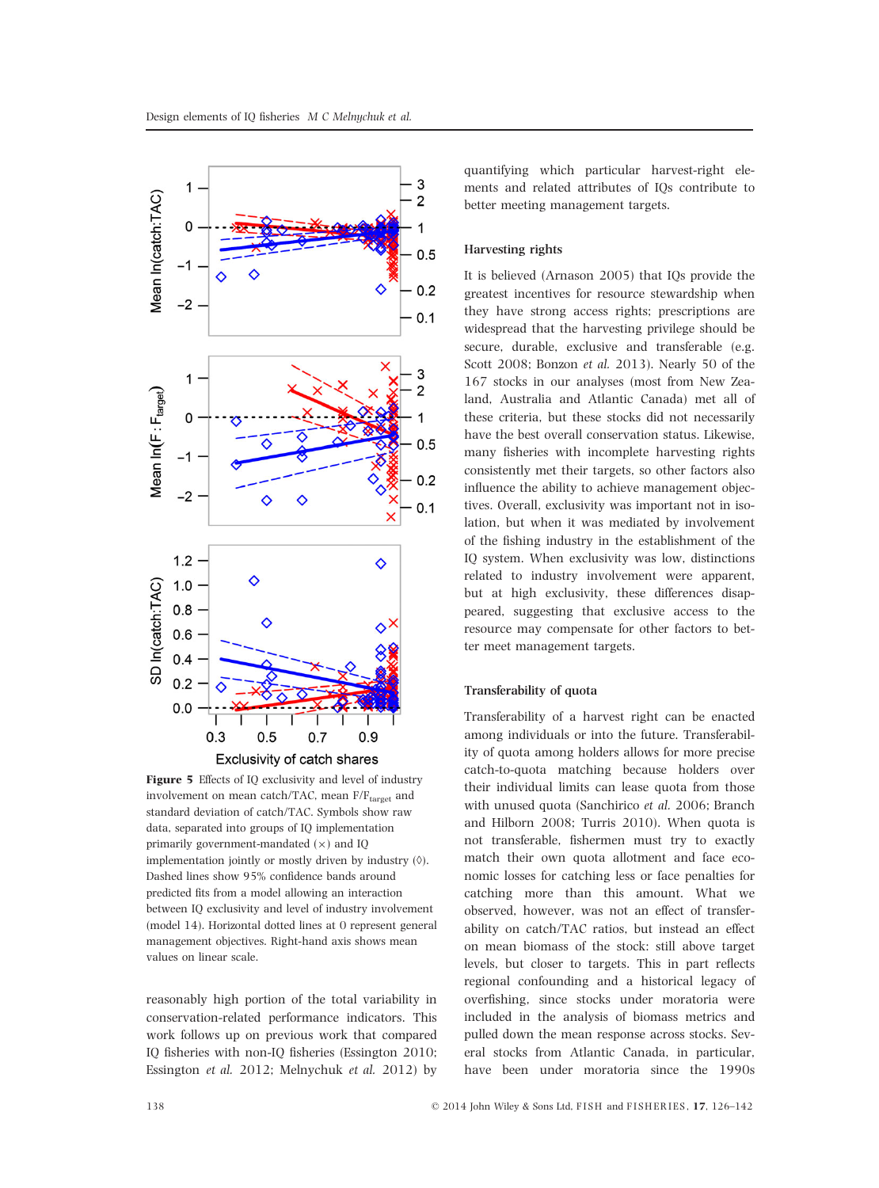quantifying which particular harvest-right elements and related attributes of IQs contribute to better meeting management targets.

### Harvesting rights

It is believed (Arnason 2005) that IQs provide the greatest incentives for resource stewardship when they have strong access rights; prescriptions are widespread that the harvesting privilege should be secure, durable, exclusive and transferable (e.g. Scott 2008; Bonzon *et al.* 2013). Nearly 50 of the 167 stocks in our analyses (most from New Zealand, Australia and Atlantic Canada) met all of these criteria, but these stocks did not necessarily have the best overall conservation status. Likewise, many fisheries with incomplete harvesting rights consistently met their targets, so other factors also influence the ability to achieve management objectives. Overall, exclusivity was important not in isolation, but when it was mediated by involvement of the fishing industry in the establishment of the IQ system. When exclusivity was low, distinctions related to industry involvement were apparent, but at high exclusivity, these differences disappeared, suggesting that exclusive access to the resource may compensate for other factors to better meet management targets.

### Transferability of quota

Transferability of a harvest right can be enacted among individuals or into the future. Transferability of quota among holders allows for more precise catch-to-quota matching because holders over their individual limits can lease quota from those with unused quota (Sanchirico *et al.* 2006; Branch and Hilborn 2008; Turris 2010). When quota is not transferable, fishermen must try to exactly match their own quota allotment and face economic losses for catching less or face penalties for catching more than this amount. What we observed, however, was not an effect of transferability on catch/TAC ratios, but instead an effect on mean biomass of the stock: still above target levels, but closer to targets. This in part reflects regional confounding and a historical legacy of overfishing, since stocks under moratoria were included in the analysis of biomass metrics and pulled down the mean response across stocks. Several stocks from Atlantic Canada, in particular, have been under moratoria since the 1990s

**Figure 5** Effects of IQ exclusivity and level of industry involvement on mean catch/TAC, mean $F/F_{target}$ and standard deviation of catch/TAC. Symbols show raw data, separated into groups of IQ implementation primarily government-mandated (×) and IQ implementation jointly or mostly driven by industry (◊). Dashed lines show 95% confidence bands around predicted fits from a model allowing an interaction between IQ exclusivity and level of industry involvement (model 14). Horizontal dotted lines at 0 represent general management objectives. Right-hand axis shows mean values on linear scale.

reasonably high portion of the total variability in conservation-related performance indicators. This work follows up on previous work that compared IQ fisheries with non-IQ fisheries (Essington 2010; Essington *et al.* 2012; Melnychuk *et al.* 2012) by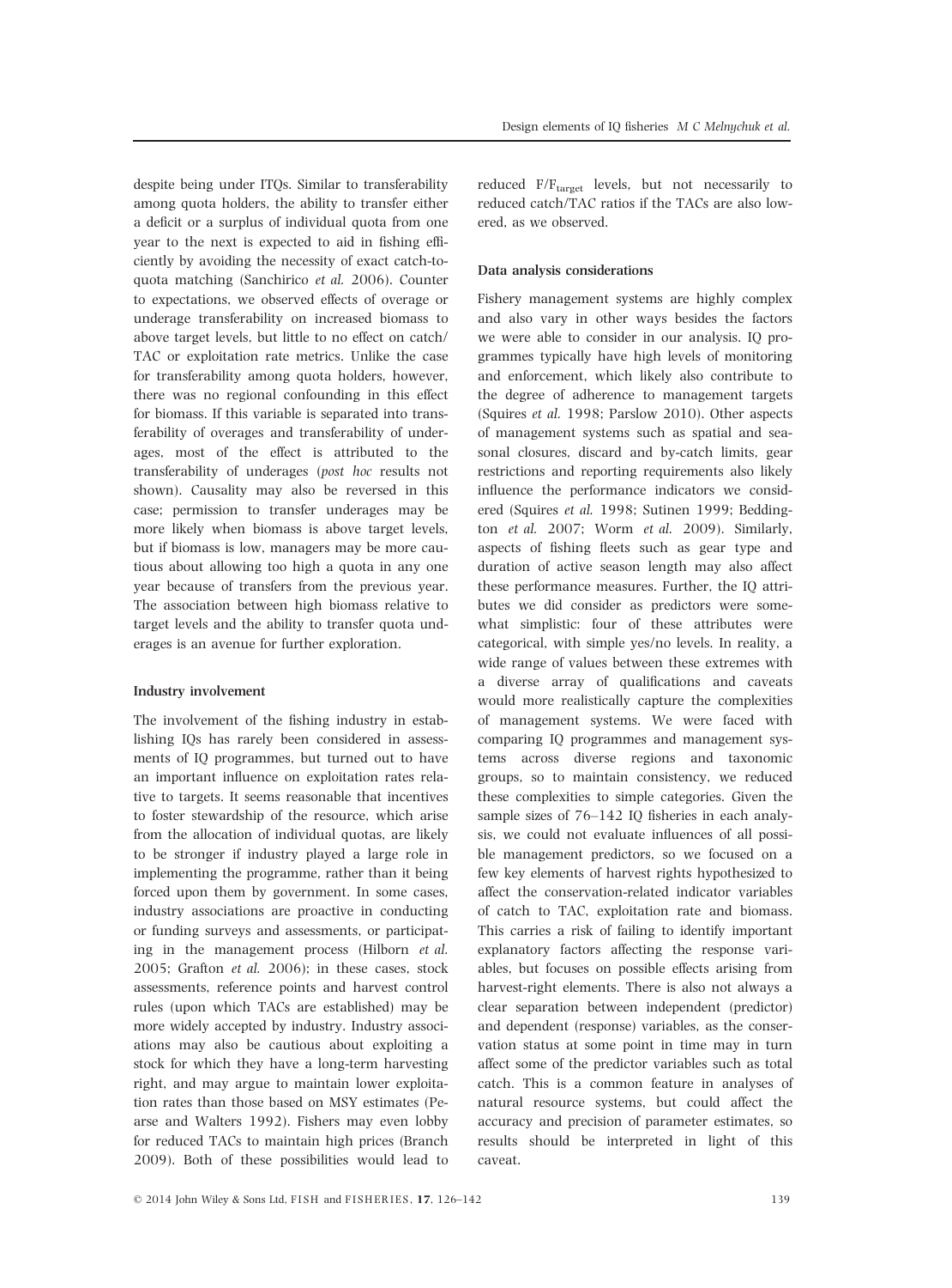despite being under ITQs. Similar to transferability among quota holders, the ability to transfer either a deficit or a surplus of individual quota from one year to the next is expected to aid in fishing efficiently by avoiding the necessity of exact catch-to-quota matching (Sanchirico *et al.* 2006). Counter to expectations, we observed effects of overage or underage transferability on increased biomass to above target levels, but little to no effect on catch/TAC or exploitation rate metrics. Unlike the case for transferability among quota holders, however, there was no regional confounding in this effect for biomass. If this variable is separated into transferability of overages and transferability of underages, most of the effect is attributed to the transferability of underages (*post hoc* results not shown). Causality may also be reversed in this case; permission to transfer underages may be more likely when biomass is above target levels, but if biomass is low, managers may be more cautious about allowing too high a quota in any one year because of transfers from the previous year. The association between high biomass relative to target levels and the ability to transfer quota underages is an avenue for further exploration.

#### Industry involvement

The involvement of the fishing industry in establishing IQs has rarely been considered in assessments of IQ programmes, but turned out to have an important influence on exploitation rates relative to targets. It seems reasonable that incentives to foster stewardship of the resource, which arise from the allocation of individual quotas, are likely to be stronger if industry played a large role in implementing the programme, rather than it being forced upon them by government. In some cases, industry associations are proactive in conducting or funding surveys and assessments, or participating in the management process (Hilborn *et al.* 2005; Grafton *et al.* 2006); in these cases, stock assessments, reference points and harvest control rules (upon which TACs are established) may be more widely accepted by industry. Industry associations may also be cautious about exploiting a stock for which they have a long-term harvesting right, and may argue to maintain lower exploitation rates than those based on MSY estimates (Pearse and Walters 1992). Fishers may even lobby for reduced TACs to maintain high prices (Branch 2009). Both of these possibilities would lead to reduced $F/F_{target}$ levels, but not necessarily to reduced catch/TAC ratios if the TACs are also lowered, as we observed.

#### Data analysis considerations

Fishery management systems are highly complex and also vary in other ways besides the factors we were able to consider in our analysis. IQ programmes typically have high levels of monitoring and enforcement, which likely also contribute to the degree of adherence to management targets (Squires *et al.* 1998; Parslow 2010). Other aspects of management systems such as spatial and seasonal closures, discard and by-catch limits, gear restrictions and reporting requirements also likely influence the performance indicators we considered (Squires *et al.* 1998; Sutinen 1999; Beddington *et al.* 2007; Worm *et al.* 2009). Similarly, aspects of fishing fleets such as gear type and duration of active season length may also affect these performance measures. Further, the IQ attributes we did consider as predictors were somewhat simplistic: four of these attributes were categorical, with simple yes/no levels. In reality, a wide range of values between these extremes with a diverse array of qualifications and caveats would more realistically capture the complexities of management systems. We were faced with comparing IQ programmes and management systems across diverse regions and taxonomic groups, so to maintain consistency, we reduced these complexities to simple categories. Given the sample sizes of 76–142 IQ fisheries in each analysis, we could not evaluate influences of all possible management predictors, so we focused on a few key elements of harvest rights hypothesized to affect the conservation-related indicator variables of catch to TAC, exploitation rate and biomass. This carries a risk of failing to identify important explanatory factors affecting the response variables, but focuses on possible effects arising from harvest-right elements. There is also not always a clear separation between independent (predictor) and dependent (response) variables, as the conservation status at some point in time may in turn affect some of the predictor variables such as total catch. This is a common feature in analyses of natural resource systems, but could affect the accuracy and precision of parameter estimates, so results should be interpreted in light of this caveat.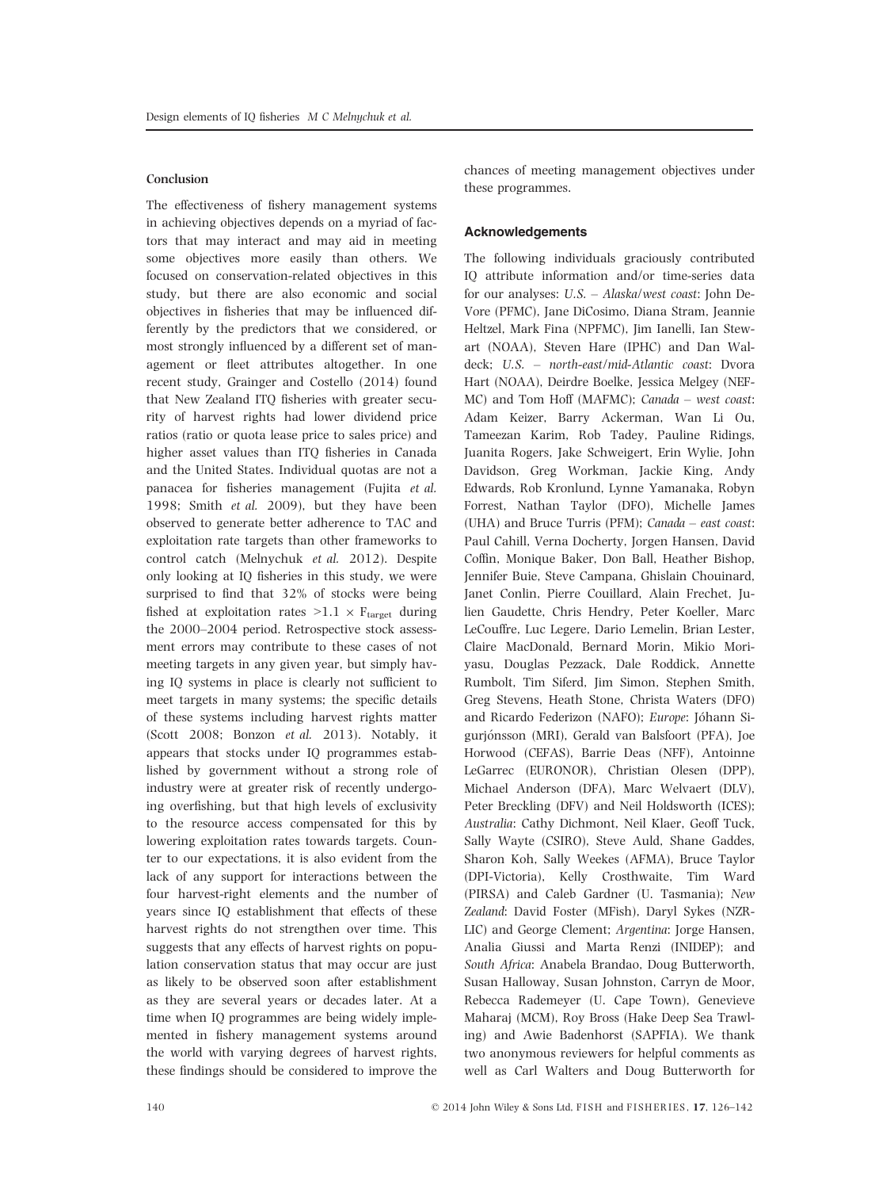### Conclusion

The effectiveness of fishery management systems in achieving objectives depends on a myriad of factors that may interact and may aid in meeting some objectives more easily than others. We focused on conservation-related objectives in this study, but there are also economic and social objectives in fisheries that may be influenced differently by the predictors that we considered, or most strongly influenced by a different set of management or fleet attributes altogether. In one recent study, Grainger and Costello (2014) found that New Zealand ITQ fisheries with greater security of harvest rights had lower dividend price ratios (ratio or quota lease price to sales price) and higher asset values than ITQ fisheries in Canada and the United States. Individual quotas are not a panacea for fisheries management (Fujita *et al.* 1998; Smith *et al.* 2009), but they have been observed to generate better adherence to TAC and exploitation rate targets than other frameworks to control catch (Melnychuk *et al.* 2012). Despite only looking at IQ fisheries in this study, we were surprised to find that 32% of stocks were being fished at exploitation rates $>1.1 \times F_{target}$ during the 2000–2004 period. Retrospective stock assessment errors may contribute to these cases of not meeting targets in any given year, but simply having IQ systems in place is clearly not sufficient to meet targets in many systems; the specific details of these systems including harvest rights matter (Scott 2008; Bonzon *et al.* 2013). Notably, it appears that stocks under IQ programmes established by government without a strong role of industry were at greater risk of recently undergoing overfishing, but that high levels of exclusivity to the resource access compensated for this by lowering exploitation rates towards targets. Counter to our expectations, it is also evident from the lack of any support for interactions between the four harvest-right elements and the number of years since IQ establishment that effects of these harvest rights do not strengthen over time. This suggests that any effects of harvest rights on population conservation status that may occur are just as likely to be observed soon after establishment as they are several years or decades later. At a time when IQ programmes are being widely implemented in fishery management systems around the world with varying degrees of harvest rights, these findings should be considered to improve the chances of meeting management objectives under these programmes.

### Acknowledgements

The following individuals graciously contributed IQ attribute information and/or time-series data for our analyses: *U.S. – Alaska/west coast*: John DeVore (PFMC), Jane DiCosimo, Diana Stram, Jeannie Heltzel, Mark Fina (NPFMC), Jim Ianelli, Ian Stewart (NOAA), Steven Hare (IPHC) and Dan Waldeck; *U.S. – north-east/mid-Atlantic coast*: Dvora Hart (NOAA), Deirdre Boelke, Jessica Melgey (NEFMC) and Tom Hoff (MAFMC); *Canada – west coast*: Adam Keizer, Barry Ackerman, Wan Li Ou, Tameezan Karim, Rob Tadey, Pauline Ridings, Juanita Rogers, Jake Schweigert, Erin Wylie, John Davidson, Greg Workman, Jackie King, Andy Edwards, Rob Kronlund, Lynne Yamanaka, Robyn Forrest, Nathan Taylor (DFO), Michelle James (UHA) and Bruce Turris (PFM); *Canada – east coast*: Paul Cahill, Verna Docherty, Jorgen Hansen, David Coffin, Monique Baker, Don Ball, Heather Bishop, Jennifer Buie, Steve Campana, Ghislain Chouinard, Janet Conlin, Pierre Couillard, Alain Frechet, Julien Gaudette, Chris Hendry, Peter Koeller, Marc LeCouffre, Luc Legere, Dario Lemelin, Brian Lester, Claire MacDonald, Bernard Morin, Mikio Moriyasu, Douglas Pezzack, Dale Roddick, Annette Rumbolt, Tim Siferd, Jim Simon, Stephen Smith, Greg Stevens, Heath Stone, Christa Waters (DFO) and Ricardo Federizon (NAFO); *Europe*: Jóhann Sigurjónsson (MRI), Gerald van Balsfoort (PFA), Joe Horwood (CEFAS), Barrie Deas (NFF), Antoinne LeGarrec (EURONOR), Christian Olesen (DPP), Michael Anderson (DFA), Marc Welvaert (DLV), Peter Breckling (DFV) and Neil Holdsworth (ICES); *Australia*: Cathy Dichmont, Neil Klaer, Geoff Tuck, Sally Wayte (CSIRO), Steve Auld, Shane Gaddes, Sharon Koh, Sally Weekes (AFMA), Bruce Taylor (DPI-Victoria), Kelly Crosthwaite, Tim Ward (PIRSA) and Caleb Gardner (U. Tasmania); *New Zealand*: David Foster (MFish), Daryl Sykes (NZRLIC) and George Clement; *Argentina*: Jorge Hansen, Analia Giussi and Marta Renzi (INIDEP); and *South Africa*: Anabela Brandao, Doug Butterworth, Susan Halloway, Susan Johnston, Carryn de Moor, Rebecca Rademeyer (U. Cape Town), Genevieve Maharaj (MCM), Roy Bross (Hake Deep Sea Trawling) and Awie Badenhorst (SAPFIA). We thank two anonymous reviewers for helpful comments as well as Carl Walters and Doug Butterworth for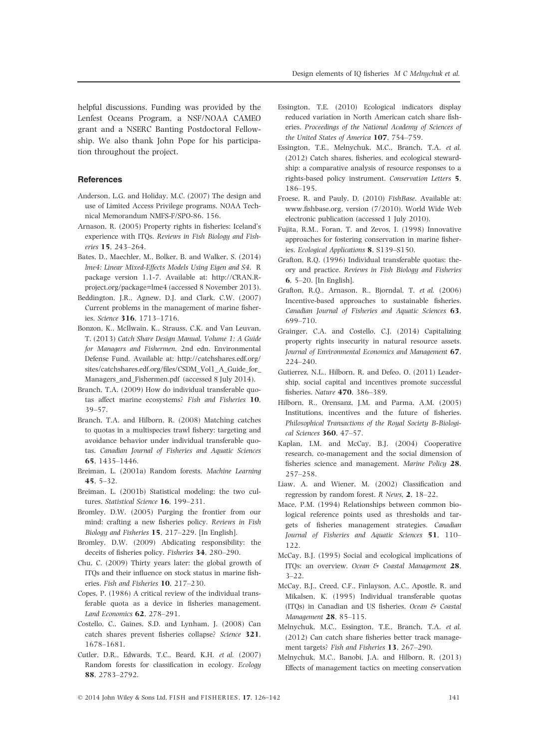helpful discussions. Funding was provided by the Lenfest Oceans Program, a NSF/NOAA CAMEO grant and a NSERC Banting Postdoctoral Fellowship. We also thank John Pope for his participation throughout the project.

## References

Anderson, L.G. and Holiday, M.C. (2007) The design and use of Limited Access Privilege programs. NOAA Technical Memorandum NMFS-F/SPO-86. 156.

Arnason, R. (2005) Property rights in fisheries: Iceland's experience with ITQs. *Reviews in Fish Biology and Fisheries* **15**, 243–264.

Bates, D., Maechler, M., Bolker, B. and Walker, S. (2014) *lme4: Linear Mixed-Effects Models Using Eigen and S4*. R package version 1.1-7. Available at: http://CRAN.R-project.org/package=lme4 (accessed 8 November 2013).

Beddington, J.R., Agnew, D.J. and Clark, C.W. (2007) Current problems in the management of marine fisheries. *Science* **316**, 1713–1716.

Bonzon, K., McIlwain, K., Strauss, C.K. and Van Leuvan, T. (2013) *Catch Share Design Manual, Volume 1: A Guide for Managers and Fishermen*, 2nd edn. Environmental Defense Fund. Available at: http://catchshares.edf.org/sites/catchshares.edf.org/files/CSDM_Vol1_A_Guide_for_Managers_and_Fishermen.pdf (accessed 8 July 2014).

Branch, T.A. (2009) How do individual transferable quotas affect marine ecosystems? *Fish and Fisheries* **10**, 39–57.

Branch, T.A. and Hilborn, R. (2008) Matching catches to quotas in a multispecies trawl fishery: targeting and avoidance behavior under individual transferable quotas. *Canadian Journal of Fisheries and Aquatic Sciences* **65**, 1435–1446.

Breiman, L. (2001a) Random forests. *Machine Learning* **45**, 5–32.

Breiman, L. (2001b) Statistical modeling: the two cultures. *Statistical Science* **16**, 199–231.

Bromley, D.W. (2005) Purging the frontier from our mind: crafting a new fisheries policy. *Reviews in Fish Biology and Fisheries* **15**, 217–229. [In English].

Bromley, D.W. (2009) Abdicating responsibility: the deceits of fisheries policy. *Fisheries* **34**, 280–290.

Chu, C. (2009) Thirty years later: the global growth of ITQs and their influence on stock status in marine fisheries. *Fish and Fisheries* **10**, 217–230.

Copes, P. (1986) A critical review of the individual transferable quota as a device in fisheries management. *Land Economics* **62**, 278–291.

Costello, C., Gaines, S.D. and Lynham, J. (2008) Can catch shares prevent fisheries collapse? *Science* **321**, 1678–1681.

Cutler, D.R., Edwards, T.C., Beard, K.H. *et al.* (2007) Random forests for classification in ecology. *Ecology* **88**, 2783–2792.

Essington, T.E. (2010) Ecological indicators display reduced variation in North American catch share fisheries. *Proceedings of the National Academy of Sciences of the United States of America* **107**, 754–759.

Essington, T.E., Melnychuk, M.C., Branch, T.A. *et al.* (2012) Catch shares, fisheries, and ecological stewardship: a comparative analysis of resource responses to a rights-based policy instrument. *Conservation Letters* **5**, 186–195.

Froese, R. and Pauly, D. (2010) *FishBase*. Available at: www.fishbase.org, version (7/2010). World Wide Web electronic publication (accessed 1 July 2010).

Fujita, R.M., Foran, T. and Zevos, I. (1998) Innovative approaches for fostering conservation in marine fisheries. *Ecological Applications* **8**, S139–S150.

Grafton, R.Q. (1996) Individual transferable quotas: theory and practice. *Reviews in Fish Biology and Fisheries* **6**, 5–20. [In English].

Grafton, R.Q., Arnason, R., Bjorndal, T. *et al.* (2006) Incentive-based approaches to sustainable fisheries. *Canadian Journal of Fisheries and Aquatic Sciences* **63**, 699–710.

Grainger, C.A. and Costello, C.J. (2014) Capitalizing property rights insecurity in natural resource assets. *Journal of Environmental Economics and Management* **67**, 224–240.

Gutierrez, N.L., Hilborn, R. and Defeo, O. (2011) Leadership, social capital and incentives promote successful fisheries. *Nature* **470**, 386–389.

Hilborn, R., Orensanz, J.M. and Parma, A.M. (2005) Institutions, incentives and the future of fisheries. *Philosophical Transactions of the Royal Society B-Biological Sciences* **360**, 47–57.

Kaplan, I.M. and McCay, B.J. (2004) Cooperative research, co-management and the social dimension of fisheries science and management. *Marine Policy* **28**, 257–258.

Liaw, A. and Wiener, M. (2002) Classification and regression by random forest. *R News*, **2**, 18–22.

Mace, P.M. (1994) Relationships between common biological reference points used as thresholds and targets of fisheries management strategies. *Canadian Journal of Fisheries and Aquatic Sciences* **51**, 110–122.

McCay, B.J. (1995) Social and ecological implications of ITQs: an overview. *Ocean & Coastal Management* **28**, 3–22.

McCay, B.J., Creed, C.F., Finlayson, A.C., Apostle, R. and Mikalsen, K. (1995) Individual transferable quotas (ITQs) in Canadian and US fisheries. *Ocean & Coastal Management* **28**, 85–115.

Melnychuk, M.C., Essington, T.E., Branch, T.A. *et al.* (2012) Can catch share fisheries better track management targets? *Fish and Fisheries* **13**, 267–290.

Melnychuk, M.C., Banobi, J.A. and Hilborn, R. (2013) Effects of management tactics on meeting conservation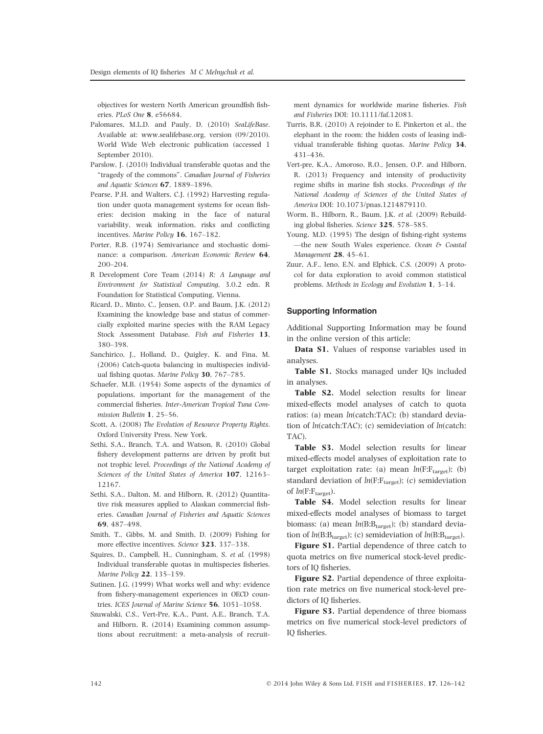objectives for western North American groundfish fisheries. *PLoS One* **8**, e56684.

Palomares, M.L.D. and Pauly, D. (2010) *SeaLifeBase*. Available at: www.sealifebase.org, version (09/2010). World Wide Web electronic publication (accessed 1 September 2010).

Parslow, J. (2010) Individual transferable quotas and the "tragedy of the commons". *Canadian Journal of Fisheries and Aquatic Sciences* **67**, 1889–1896.

Pearse, P.H. and Walters, C.J. (1992) Harvesting regulation under quota management systems for ocean fisheries: decision making in the face of natural variability, weak information, risks and conflicting incentives. *Marine Policy* **16**, 167–182.

Porter, R.B. (1974) Semivariance and stochastic dominance: a comparison. *American Economic Review* **64**, 200–204.

R Development Core Team (2014) *R: A Language and Environment for Statistical Computing*, 3.0.2 edn. R Foundation for Statistical Computing, Vienna.

Ricard, D., Minto, C., Jensen, O.P. and Baum, J.K. (2012) Examining the knowledge base and status of commercially exploited marine species with the RAM Legacy Stock Assessment Database. *Fish and Fisheries* **13**, 380–398.

Sanchirico, J., Holland, D., Quigley, K. and Fina, M. (2006) Catch-quota balancing in multispecies individual fishing quotas. *Marine Policy* **30**, 767–785.

Schaefer, M.B. (1954) Some aspects of the dynamics of populations, important for the management of the commercial fisheries. *Inter-American Tropical Tuna Commission Bulletin* **1**, 25–56.

Scott, A. (2008) *The Evolution of Resource Property Rights*. Oxford University Press, New York.

Sethi, S.A., Branch, T.A. and Watson, R. (2010) Global fishery development patterns are driven by profit but not trophic level. *Proceedings of the National Academy of Sciences of the United States of America* **107**, 12163–12167.

Sethi, S.A., Dalton, M. and Hilborn, R. (2012) Quantitative risk measures applied to Alaskan commercial fisheries. *Canadian Journal of Fisheries and Aquatic Sciences* **69**, 487–498.

Smith, T., Gibbs, M. and Smith, D. (2009) Fishing for more effective incentives. *Science* **323**, 337–338.

Squires, D., Campbell, H., Cunningham, S. *et al.* (1998) Individual transferable quotas in multispecies fisheries. *Marine Policy* **22**, 135–159.

Sutinen, J.G. (1999) What works well and why: evidence from fishery-management experiences in OECD countries. *ICES Journal of Marine Science* **56**, 1051–1058.

Szuwalski, C.S., Vert-Pre, K.A., Punt, A.E., Branch, T.A. and Hilborn, R. (2014) Examining common assumptions about recruitment: a meta-analysis of recruitment dynamics for worldwide marine fisheries. *Fish and Fisheries* DOI: 10.1111/faf.12083.

Turris, B.R. (2010) A rejoinder to E. Pinkerton et al., the elephant in the room: the hidden costs of leasing individual transferable fishing quotas. *Marine Policy* **34**, 431–436.

Vert-pre, K.A., Amoroso, R.O., Jensen, O.P. and Hilborn, R. (2013) Frequency and intensity of productivity regime shifts in marine fish stocks. *Proceedings of the National Academy of Sciences of the United States of America* DOI: 10.1073/pnas.1214879110.

Worm, B., Hilborn, R., Baum, J.K. *et al.* (2009) Rebuilding global fisheries. *Science* **325**, 578–585.

Young, M.D. (1995) The design of fishing-right systems —the new South Wales experience. *Ocean & Coastal Management* **28**, 45–61.

Zuur, A.F., Ieno, E.N. and Elphick, C.S. (2009) A protocol for data exploration to avoid common statistical problems. *Methods in Ecology and Evolution* **1**, 3–14.

### Supporting Information

Additional Supporting Information may be found in the online version of this article:

**Data S1.** Values of response variables used in analyses.

**Table S1.** Stocks managed under IQs included in analyses.

**Table S2.** Model selection results for linear mixed-effects model analyses of catch to quota ratios: (a) mean *ln*(catch:TAC); (b) standard deviation of *ln*(catch:TAC); (c) semideviation of *ln*(catch:TAC).

**Table S3.** Model selection results for linear mixed-effects model analyses of exploitation rate to target exploitation rate: (a) mean $ln(F{:}F_{target})$; (b) standard deviation of $ln(F{:}F_{target})$; (c) semideviation of $ln(F{:}F_{target})$.

**Table S4.** Model selection results for linear mixed-effects model analyses of biomass to target biomass: (a) mean $ln(B{:}B_{target})$; (b) standard deviation of $ln(B{:}B_{target})$; (c) semideviation of $ln(B{:}B_{target})$.

**Figure S1.** Partial dependence of three catch to quota metrics on five numerical stock-level predictors of IQ fisheries.

**Figure S2.** Partial dependence of three exploitation rate metrics on five numerical stock-level predictors of IQ fisheries.

**Figure S3.** Partial dependence of three biomass metrics on five numerical stock-level predictors of IQ fisheries.